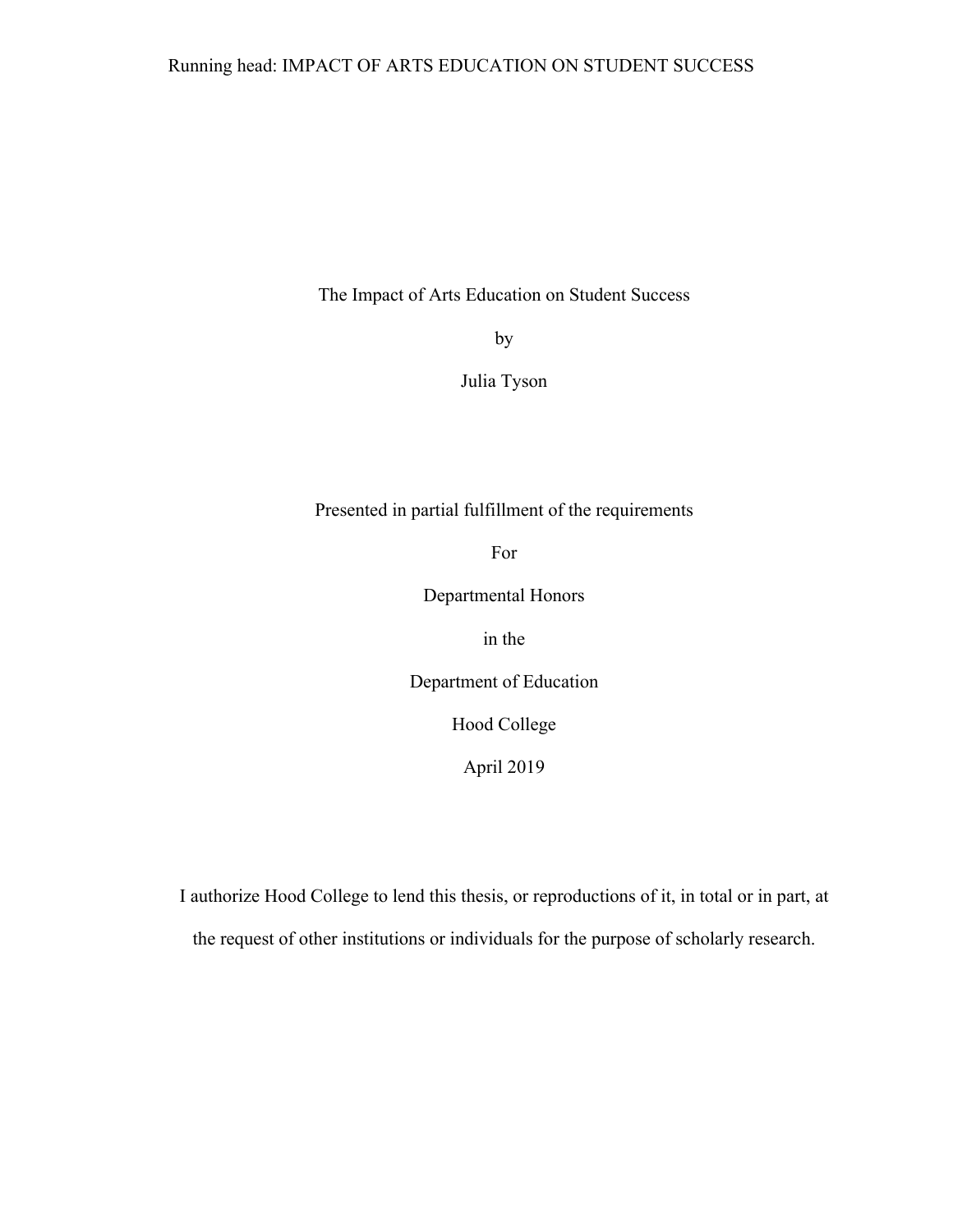# The Impact of Arts Education on Student Success

by

Julia Tyson

Presented in partial fulfillment of the requirements

For

Departmental Honors

in the

Department of Education

Hood College

April 2019

I authorize Hood College to lend this thesis, or reproductions of it, in total or in part, at the request of other institutions or individuals for the purpose of scholarly research.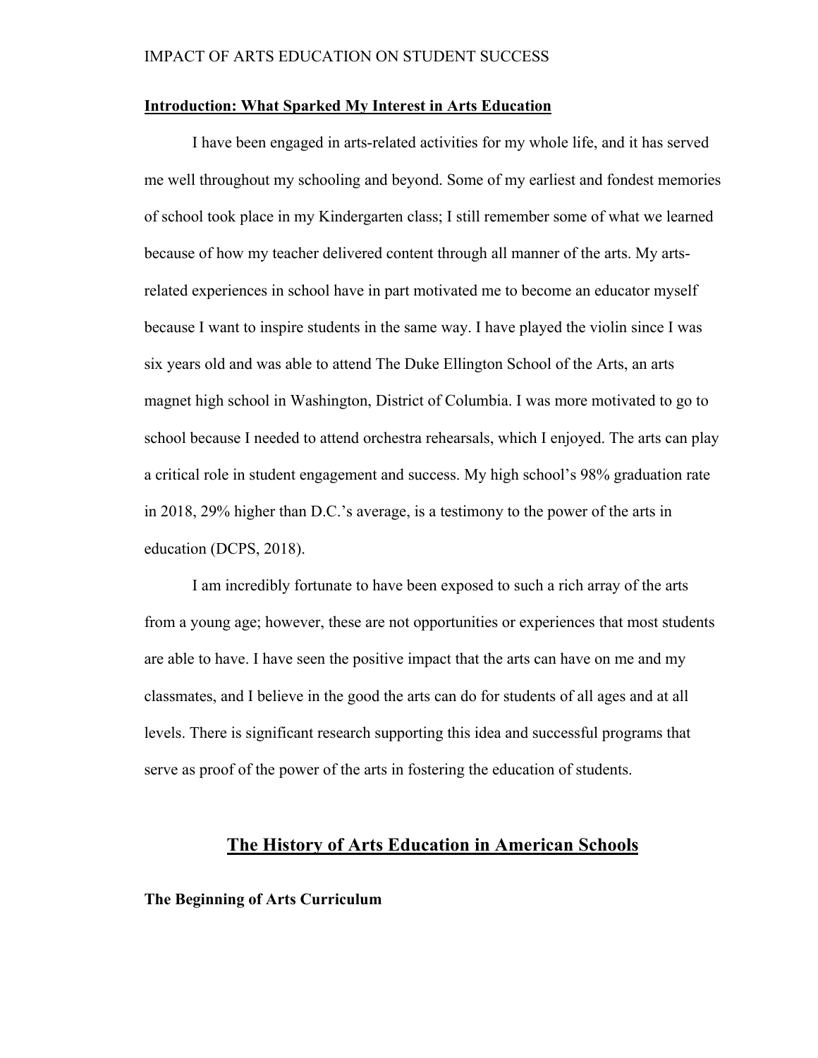## Introduction: What Sparked My Interest in Arts Education

I have been engaged in arts-related activities for my whole life, and it has served me well throughout my schooling and beyond. Some of my earliest and fondest memories of school took place in my Kindergarten class; I still remember some of what we learned because of how my teacher delivered content through all manner of the arts. My arts-related experiences in school have in part motivated me to become an educator myself because I want to inspire students in the same way. I have played the violin since I was six years old and was able to attend The Duke Ellington School of the Arts, an arts magnet high school in Washington, District of Columbia. I was more motivated to go to school because I needed to attend orchestra rehearsals, which I enjoyed. The arts can play a critical role in student engagement and success. My high school's 98% graduation rate in 2018, 29% higher than D.C.'s average, is a testimony to the power of the arts in education (DCPS, 2018).

I am incredibly fortunate to have been exposed to such a rich array of the arts from a young age; however, these are not opportunities or experiences that most students are able to have. I have seen the positive impact that the arts can have on me and my classmates, and I believe in the good the arts can do for students of all ages and at all levels. There is significant research supporting this idea and successful programs that serve as proof of the power of the arts in fostering the education of students.

# The History of Arts Education in American Schools

### The Beginning of Arts Curriculum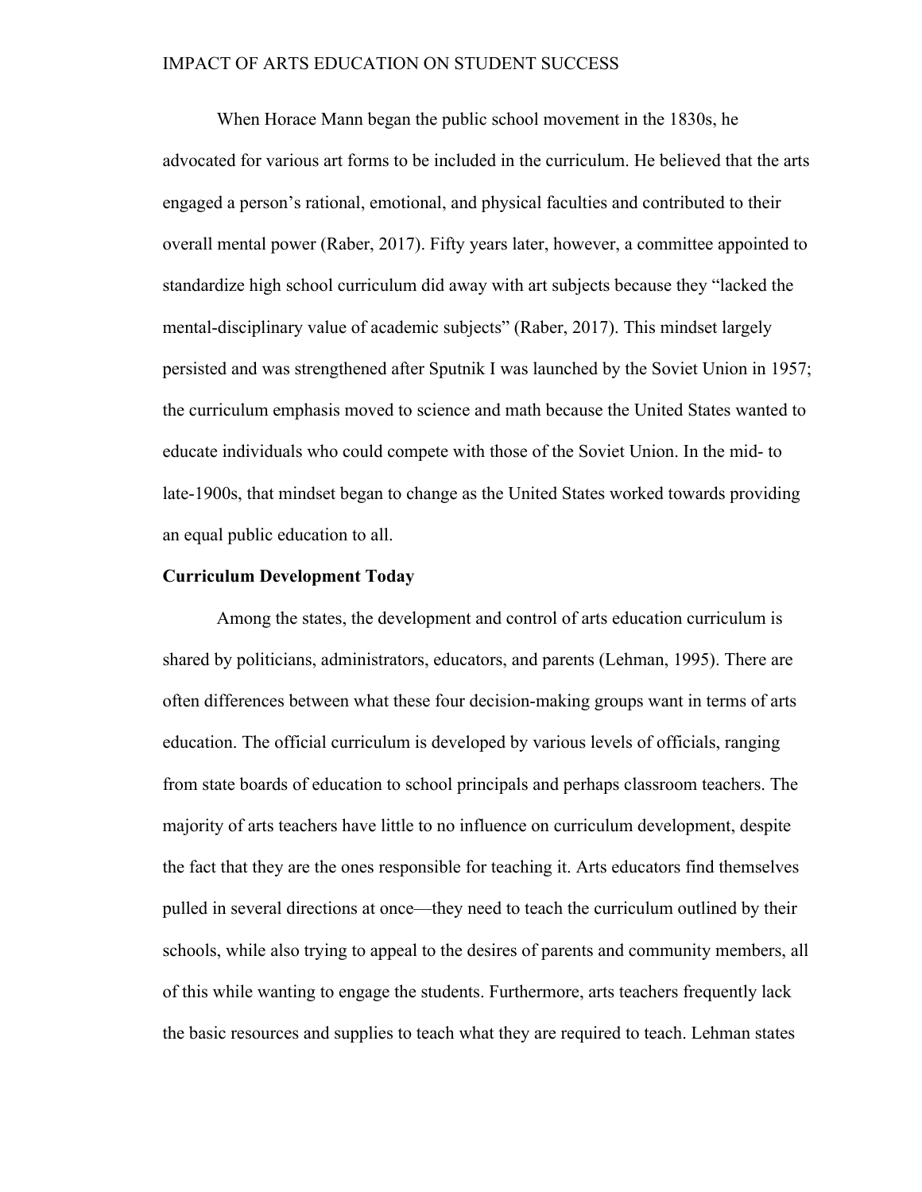When Horace Mann began the public school movement in the 1830s, he advocated for various art forms to be included in the curriculum. He believed that the arts engaged a person's rational, emotional, and physical faculties and contributed to their overall mental power (Raber, 2017). Fifty years later, however, a committee appointed to standardize high school curriculum did away with art subjects because they "lacked the mental-disciplinary value of academic subjects" (Raber, 2017). This mindset largely persisted and was strengthened after Sputnik I was launched by the Soviet Union in 1957; the curriculum emphasis moved to science and math because the United States wanted to educate individuals who could compete with those of the Soviet Union. In the mid- to late-1900s, that mindset began to change as the United States worked towards providing an equal public education to all.

**Curriculum Development Today**

Among the states, the development and control of arts education curriculum is shared by politicians, administrators, educators, and parents (Lehman, 1995). There are often differences between what these four decision-making groups want in terms of arts education. The official curriculum is developed by various levels of officials, ranging from state boards of education to school principals and perhaps classroom teachers. The majority of arts teachers have little to no influence on curriculum development, despite the fact that they are the ones responsible for teaching it. Arts educators find themselves pulled in several directions at once—they need to teach the curriculum outlined by their schools, while also trying to appeal to the desires of parents and community members, all of this while wanting to engage the students. Furthermore, arts teachers frequently lack the basic resources and supplies to teach what they are required to teach. Lehman states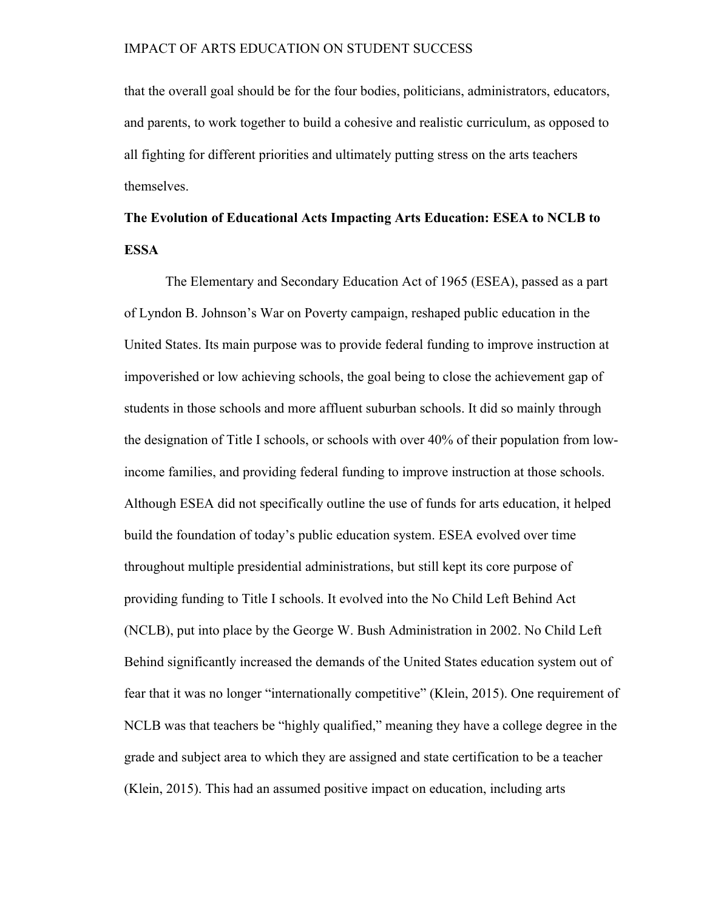that the overall goal should be for the four bodies, politicians, administrators, educators, and parents, to work together to build a cohesive and realistic curriculum, as opposed to all fighting for different priorities and ultimately putting stress on the arts teachers themselves.

**The Evolution of Educational Acts Impacting Arts Education: ESEA to NCLB to ESSA**

The Elementary and Secondary Education Act of 1965 (ESEA), passed as a part of Lyndon B. Johnson's War on Poverty campaign, reshaped public education in the United States. Its main purpose was to provide federal funding to improve instruction at impoverished or low achieving schools, the goal being to close the achievement gap of students in those schools and more affluent suburban schools. It did so mainly through the designation of Title I schools, or schools with over 40% of their population from low-income families, and providing federal funding to improve instruction at those schools. Although ESEA did not specifically outline the use of funds for arts education, it helped build the foundation of today's public education system. ESEA evolved over time throughout multiple presidential administrations, but still kept its core purpose of providing funding to Title I schools. It evolved into the No Child Left Behind Act (NCLB), put into place by the George W. Bush Administration in 2002. No Child Left Behind significantly increased the demands of the United States education system out of fear that it was no longer "internationally competitive" (Klein, 2015). One requirement of NCLB was that teachers be "highly qualified," meaning they have a college degree in the grade and subject area to which they are assigned and state certification to be a teacher (Klein, 2015). This had an assumed positive impact on education, including arts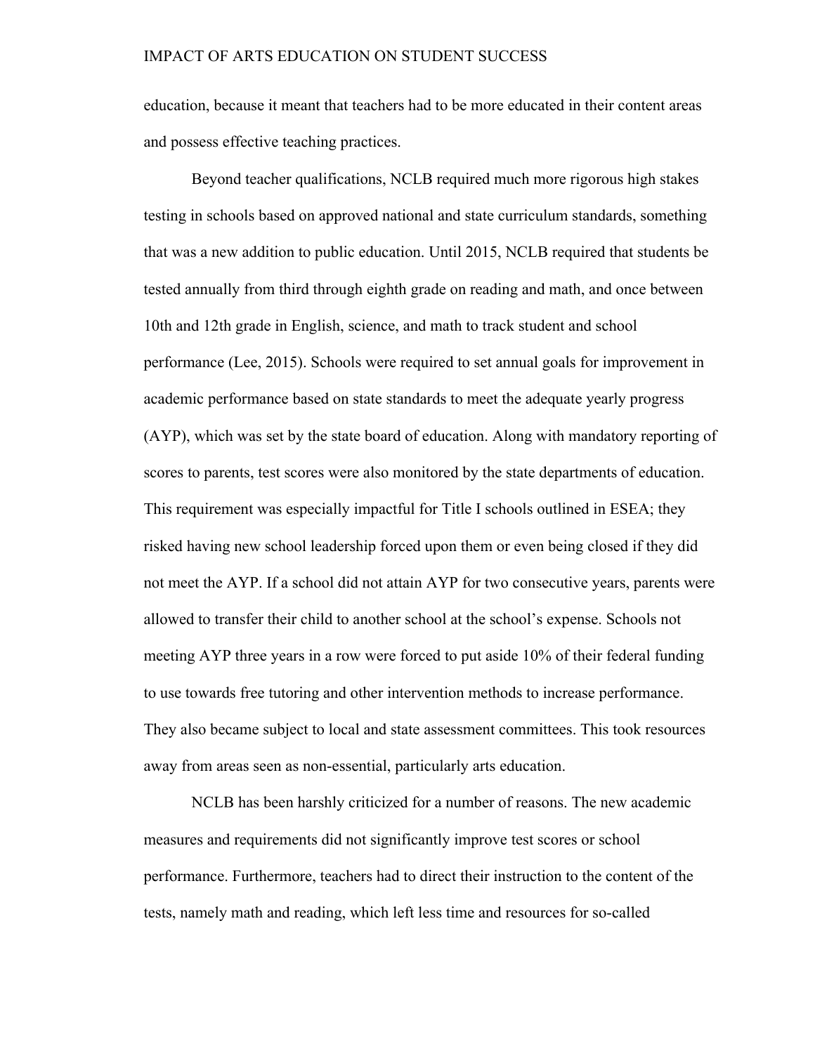education, because it meant that teachers had to be more educated in their content areas and possess effective teaching practices.

Beyond teacher qualifications, NCLB required much more rigorous high stakes testing in schools based on approved national and state curriculum standards, something that was a new addition to public education. Until 2015, NCLB required that students be tested annually from third through eighth grade on reading and math, and once between 10th and 12th grade in English, science, and math to track student and school performance (Lee, 2015). Schools were required to set annual goals for improvement in academic performance based on state standards to meet the adequate yearly progress (AYP), which was set by the state board of education. Along with mandatory reporting of scores to parents, test scores were also monitored by the state departments of education. This requirement was especially impactful for Title I schools outlined in ESEA; they risked having new school leadership forced upon them or even being closed if they did not meet the AYP. If a school did not attain AYP for two consecutive years, parents were allowed to transfer their child to another school at the school's expense. Schools not meeting AYP three years in a row were forced to put aside 10% of their federal funding to use towards free tutoring and other intervention methods to increase performance. They also became subject to local and state assessment committees. This took resources away from areas seen as non-essential, particularly arts education.

NCLB has been harshly criticized for a number of reasons. The new academic measures and requirements did not significantly improve test scores or school performance. Furthermore, teachers had to direct their instruction to the content of the tests, namely math and reading, which left less time and resources for so-called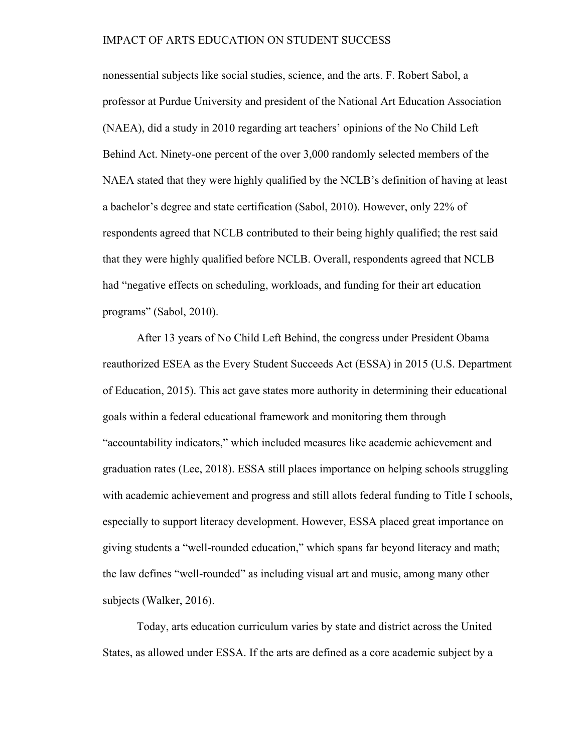nonessential subjects like social studies, science, and the arts. F. Robert Sabol, a professor at Purdue University and president of the National Art Education Association (NAEA), did a study in 2010 regarding art teachers' opinions of the No Child Left Behind Act. Ninety-one percent of the over 3,000 randomly selected members of the NAEA stated that they were highly qualified by the NCLB's definition of having at least a bachelor's degree and state certification (Sabol, 2010). However, only 22% of respondents agreed that NCLB contributed to their being highly qualified; the rest said that they were highly qualified before NCLB. Overall, respondents agreed that NCLB had "negative effects on scheduling, workloads, and funding for their art education programs" (Sabol, 2010).

After 13 years of No Child Left Behind, the congress under President Obama reauthorized ESEA as the Every Student Succeeds Act (ESSA) in 2015 (U.S. Department of Education, 2015). This act gave states more authority in determining their educational goals within a federal educational framework and monitoring them through "accountability indicators," which included measures like academic achievement and graduation rates (Lee, 2018). ESSA still places importance on helping schools struggling with academic achievement and progress and still allots federal funding to Title I schools, especially to support literacy development. However, ESSA placed great importance on giving students a "well-rounded education," which spans far beyond literacy and math; the law defines "well-rounded" as including visual art and music, among many other subjects (Walker, 2016).

Today, arts education curriculum varies by state and district across the United States, as allowed under ESSA. If the arts are defined as a core academic subject by a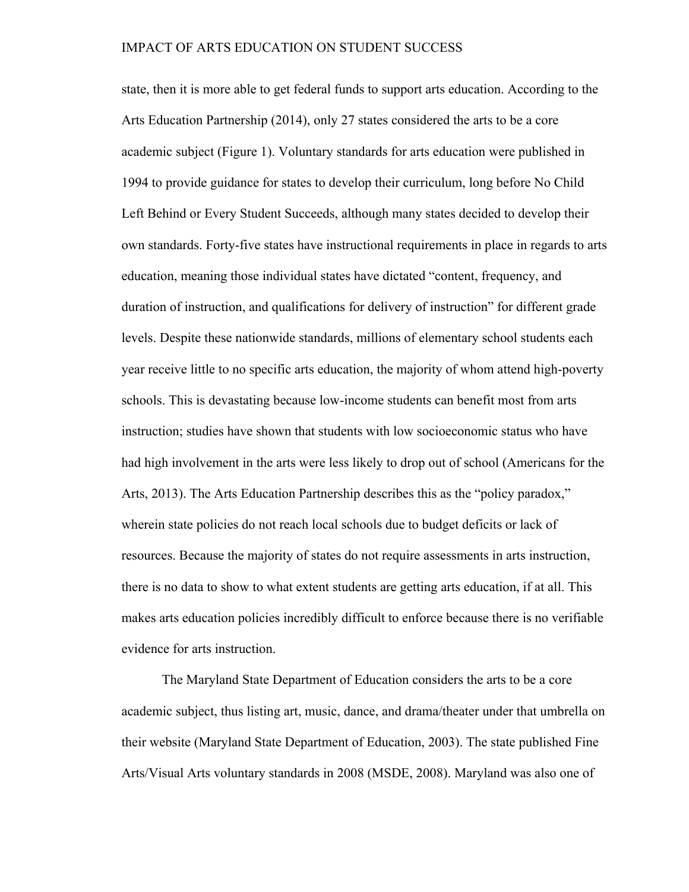state, then it is more able to get federal funds to support arts education. According to the Arts Education Partnership (2014), only 27 states considered the arts to be a core academic subject (Figure 1). Voluntary standards for arts education were published in 1994 to provide guidance for states to develop their curriculum, long before No Child Left Behind or Every Student Succeeds, although many states decided to develop their own standards. Forty-five states have instructional requirements in place in regards to arts education, meaning those individual states have dictated "content, frequency, and duration of instruction, and qualifications for delivery of instruction" for different grade levels. Despite these nationwide standards, millions of elementary school students each year receive little to no specific arts education, the majority of whom attend high-poverty schools. This is devastating because low-income students can benefit most from arts instruction; studies have shown that students with low socioeconomic status who have had high involvement in the arts were less likely to drop out of school (Americans for the Arts, 2013). The Arts Education Partnership describes this as the "policy paradox," wherein state policies do not reach local schools due to budget deficits or lack of resources. Because the majority of states do not require assessments in arts instruction, there is no data to show to what extent students are getting arts education, if at all. This makes arts education policies incredibly difficult to enforce because there is no verifiable evidence for arts instruction.

The Maryland State Department of Education considers the arts to be a core academic subject, thus listing art, music, dance, and drama/theater under that umbrella on their website (Maryland State Department of Education, 2003). The state published Fine Arts/Visual Arts voluntary standards in 2008 (MSDE, 2008). Maryland was also one of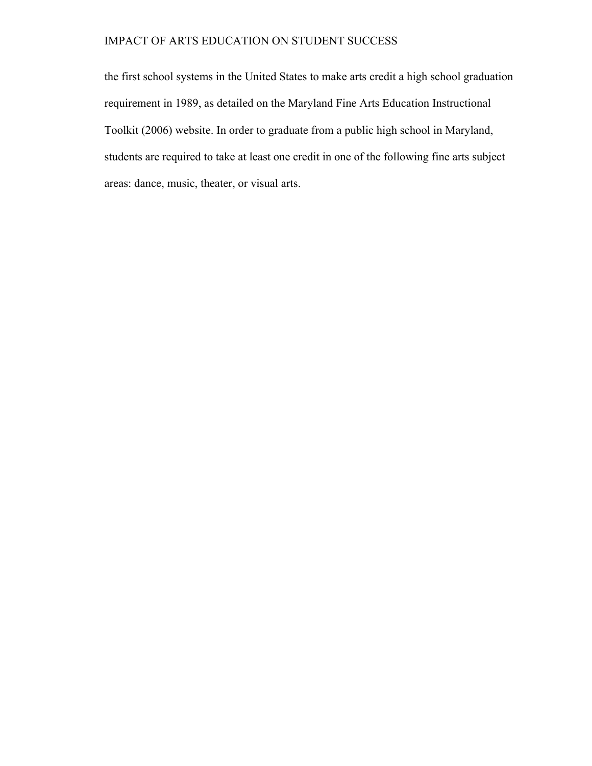the first school systems in the United States to make arts credit a high school graduation requirement in 1989, as detailed on the Maryland Fine Arts Education Instructional Toolkit (2006) website. In order to graduate from a public high school in Maryland, students are required to take at least one credit in one of the following fine arts subject areas: dance, music, theater, or visual arts.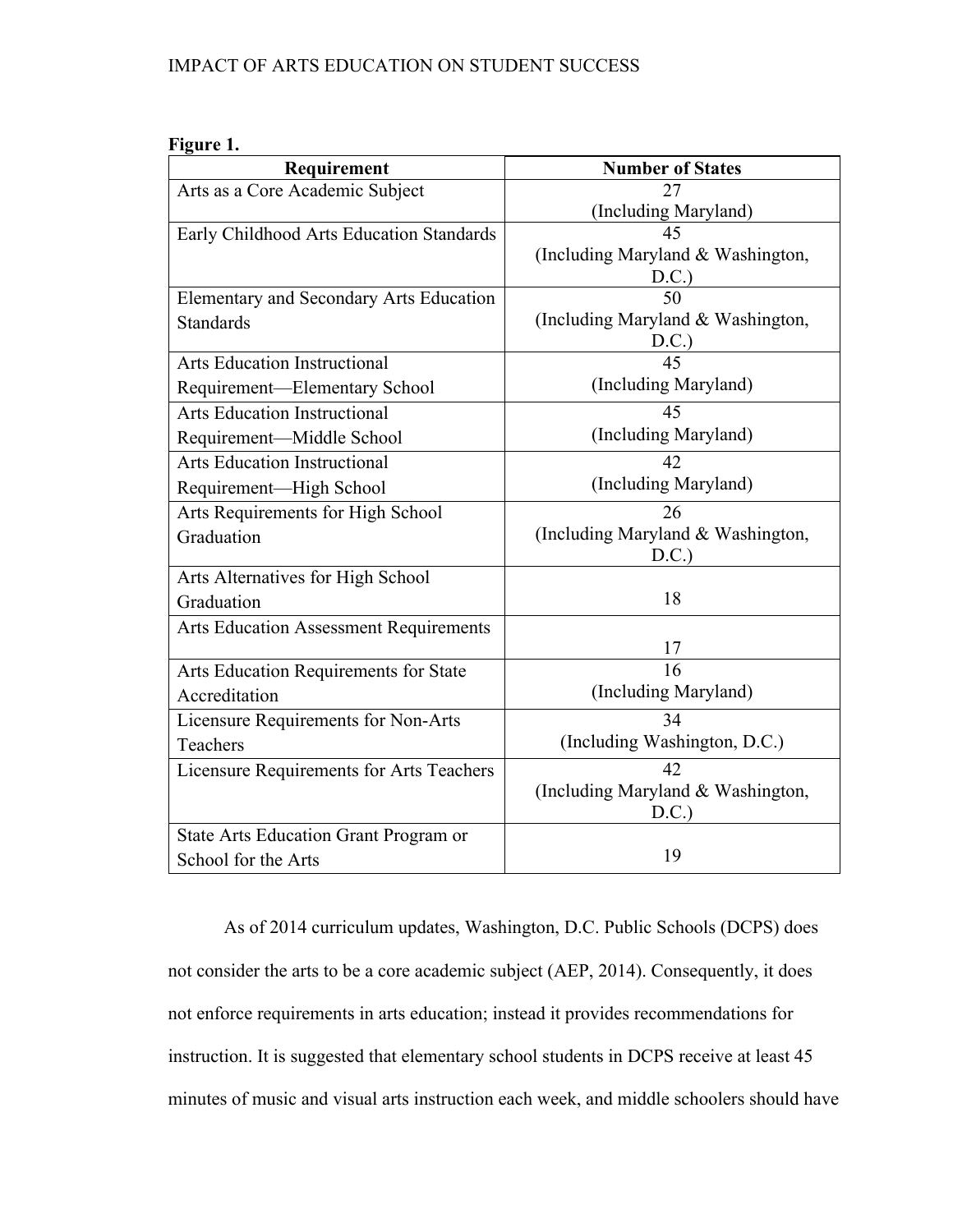**Figure 1.**

| Requirement | Number of States |
|---|---|
| Arts as a Core Academic Subject | 27 (Including Maryland) |
| Early Childhood Arts Education Standards | 45 (Including Maryland & Washington, D.C.) |
| Elementary and Secondary Arts Education Standards | 50 (Including Maryland & Washington, D.C.) |
| Arts Education Instructional Requirement—Elementary School | 45 (Including Maryland) |
| Arts Education Instructional Requirement—Middle School | 45 (Including Maryland) |
| Arts Education Instructional Requirement—High School | 42 (Including Maryland) |
| Arts Requirements for High School Graduation | 26 (Including Maryland & Washington, D.C.) |
| Arts Alternatives for High School Graduation | 18 |
| Arts Education Assessment Requirements | 17 |
| Arts Education Requirements for State Accreditation | 16 (Including Maryland) |
| Licensure Requirements for Non-Arts Teachers | 34 (Including Washington, D.C.) |
| Licensure Requirements for Arts Teachers | 42 (Including Maryland & Washington, D.C.) |
| State Arts Education Grant Program or School for the Arts | 19 |

As of 2014 curriculum updates, Washington, D.C. Public Schools (DCPS) does not consider the arts to be a core academic subject (AEP, 2014). Consequently, it does not enforce requirements in arts education; instead it provides recommendations for instruction. It is suggested that elementary school students in DCPS receive at least 45 minutes of music and visual arts instruction each week, and middle schoolers should have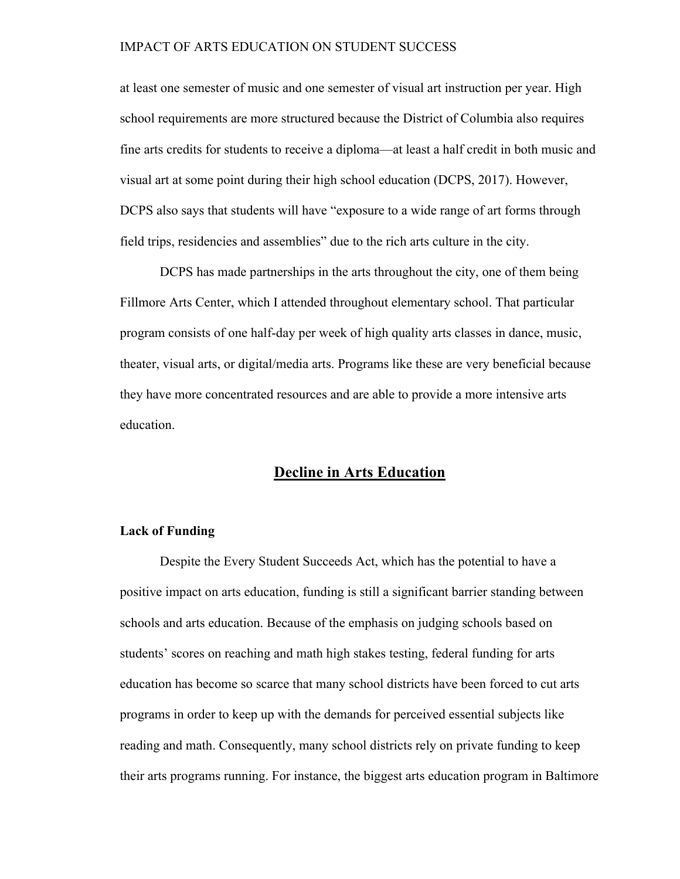at least one semester of music and one semester of visual art instruction per year. High school requirements are more structured because the District of Columbia also requires fine arts credits for students to receive a diploma—at least a half credit in both music and visual art at some point during their high school education (DCPS, 2017). However, DCPS also says that students will have "exposure to a wide range of art forms through field trips, residencies and assemblies" due to the rich arts culture in the city.

DCPS has made partnerships in the arts throughout the city, one of them being Fillmore Arts Center, which I attended throughout elementary school. That particular program consists of one half-day per week of high quality arts classes in dance, music, theater, visual arts, or digital/media arts. Programs like these are very beneficial because they have more concentrated resources and are able to provide a more intensive arts education.

## Decline in Arts Education

### Lack of Funding

Despite the Every Student Succeeds Act, which has the potential to have a positive impact on arts education, funding is still a significant barrier standing between schools and arts education. Because of the emphasis on judging schools based on students' scores on reaching and math high stakes testing, federal funding for arts education has become so scarce that many school districts have been forced to cut arts programs in order to keep up with the demands for perceived essential subjects like reading and math. Consequently, many school districts rely on private funding to keep their arts programs running. For instance, the biggest arts education program in Baltimore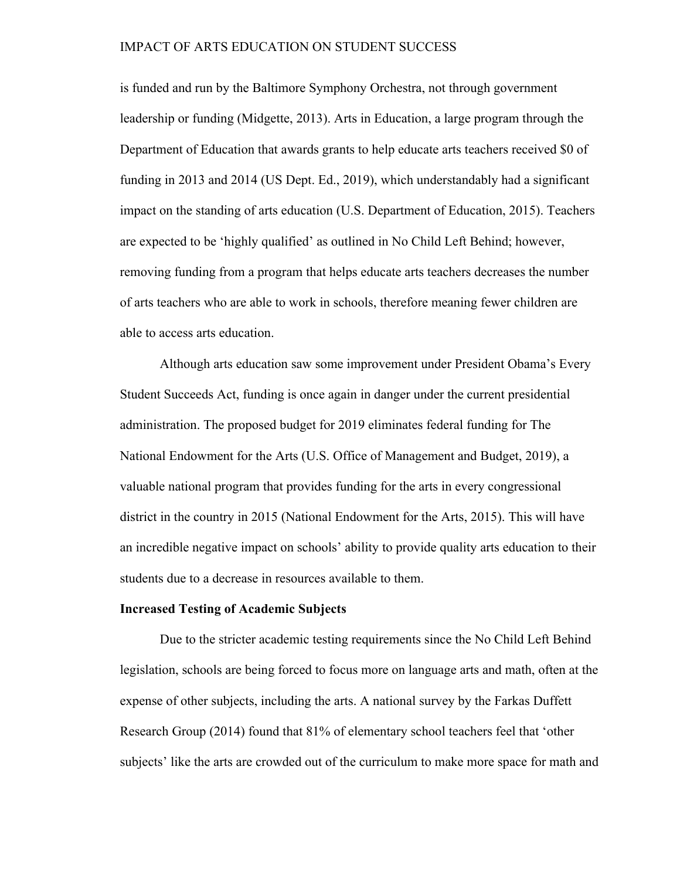is funded and run by the Baltimore Symphony Orchestra, not through government leadership or funding (Midgette, 2013). Arts in Education, a large program through the Department of Education that awards grants to help educate arts teachers received $0 of funding in 2013 and 2014 (US Dept. Ed., 2019), which understandably had a significant impact on the standing of arts education (U.S. Department of Education, 2015). Teachers are expected to be 'highly qualified' as outlined in No Child Left Behind; however, removing funding from a program that helps educate arts teachers decreases the number of arts teachers who are able to work in schools, therefore meaning fewer children are able to access arts education.

Although arts education saw some improvement under President Obama's Every Student Succeeds Act, funding is once again in danger under the current presidential administration. The proposed budget for 2019 eliminates federal funding for The National Endowment for the Arts (U.S. Office of Management and Budget, 2019), a valuable national program that provides funding for the arts in every congressional district in the country in 2015 (National Endowment for the Arts, 2015). This will have an incredible negative impact on schools' ability to provide quality arts education to their students due to a decrease in resources available to them.

**Increased Testing of Academic Subjects**

Due to the stricter academic testing requirements since the No Child Left Behind legislation, schools are being forced to focus more on language arts and math, often at the expense of other subjects, including the arts. A national survey by the Farkas Duffett Research Group (2014) found that 81% of elementary school teachers feel that 'other subjects' like the arts are crowded out of the curriculum to make more space for math and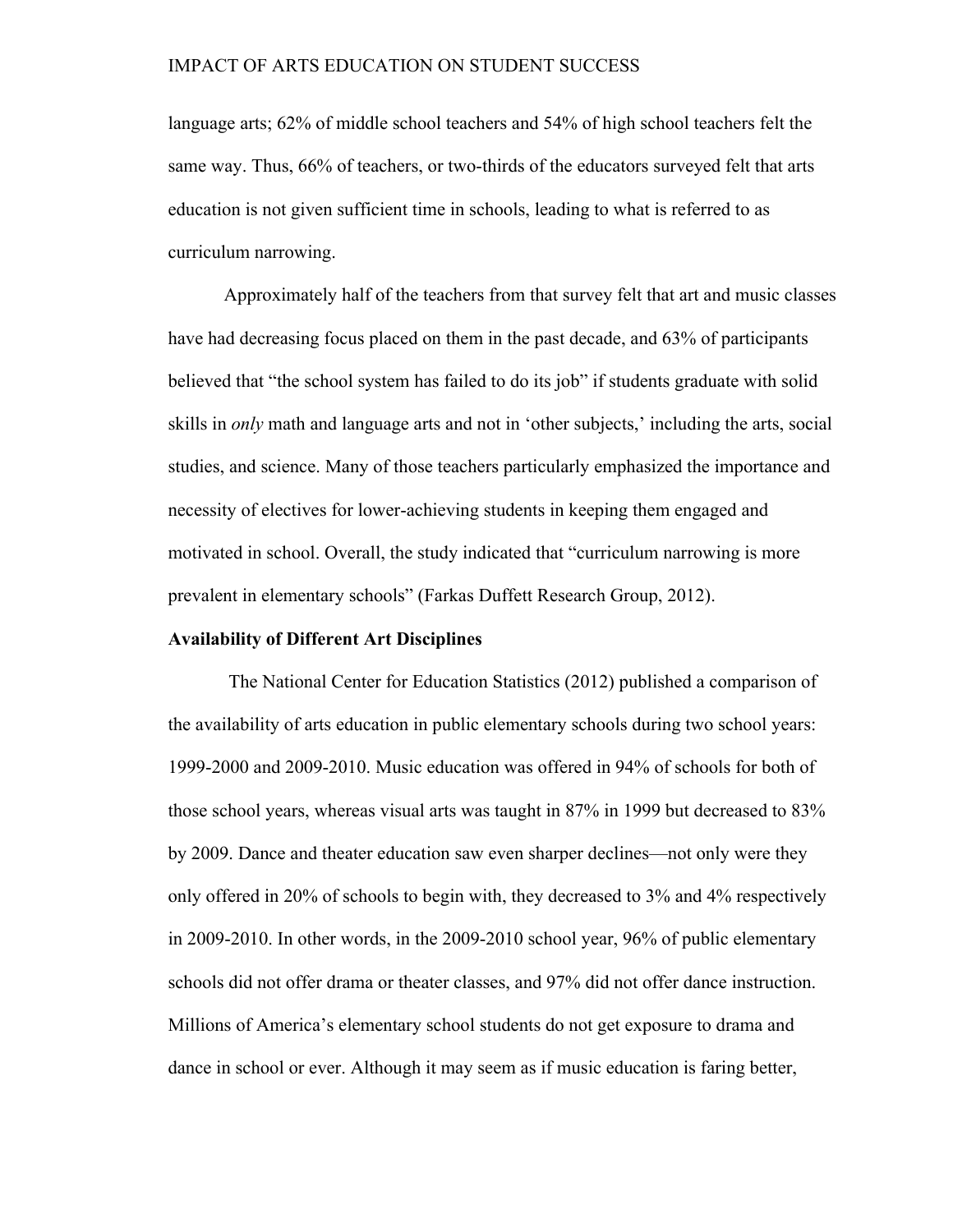language arts; 62% of middle school teachers and 54% of high school teachers felt the same way. Thus, 66% of teachers, or two-thirds of the educators surveyed felt that arts education is not given sufficient time in schools, leading to what is referred to as curriculum narrowing.

Approximately half of the teachers from that survey felt that art and music classes have had decreasing focus placed on them in the past decade, and 63% of participants believed that "the school system has failed to do its job" if students graduate with solid skills in *only* math and language arts and not in 'other subjects,' including the arts, social studies, and science. Many of those teachers particularly emphasized the importance and necessity of electives for lower-achieving students in keeping them engaged and motivated in school. Overall, the study indicated that "curriculum narrowing is more prevalent in elementary schools" (Farkas Duffett Research Group, 2012).

**Availability of Different Art Disciplines**

The National Center for Education Statistics (2012) published a comparison of the availability of arts education in public elementary schools during two school years: 1999-2000 and 2009-2010. Music education was offered in 94% of schools for both of those school years, whereas visual arts was taught in 87% in 1999 but decreased to 83% by 2009. Dance and theater education saw even sharper declines—not only were they only offered in 20% of schools to begin with, they decreased to 3% and 4% respectively in 2009-2010. In other words, in the 2009-2010 school year, 96% of public elementary schools did not offer drama or theater classes, and 97% did not offer dance instruction. Millions of America's elementary school students do not get exposure to drama and dance in school or ever. Although it may seem as if music education is faring better,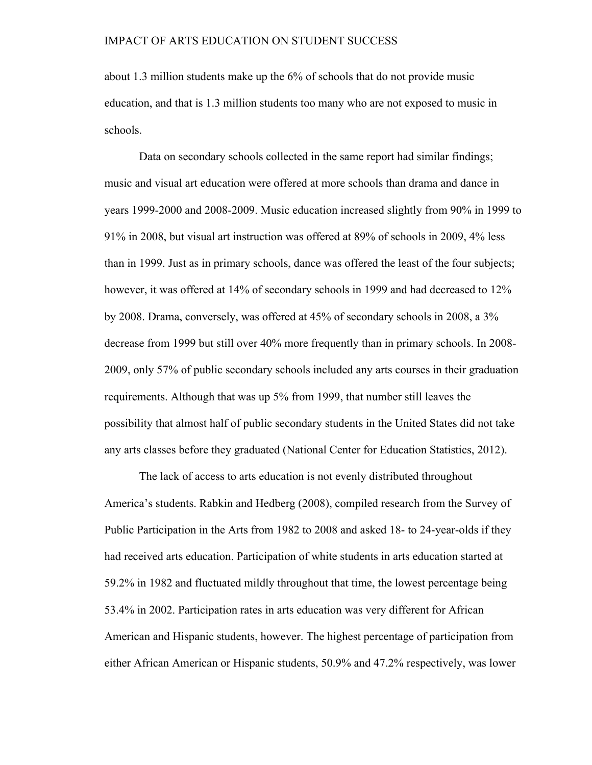about 1.3 million students make up the 6% of schools that do not provide music education, and that is 1.3 million students too many who are not exposed to music in schools.

Data on secondary schools collected in the same report had similar findings; music and visual art education were offered at more schools than drama and dance in years 1999-2000 and 2008-2009. Music education increased slightly from 90% in 1999 to 91% in 2008, but visual art instruction was offered at 89% of schools in 2009, 4% less than in 1999. Just as in primary schools, dance was offered the least of the four subjects; however, it was offered at 14% of secondary schools in 1999 and had decreased to 12% by 2008. Drama, conversely, was offered at 45% of secondary schools in 2008, a 3% decrease from 1999 but still over 40% more frequently than in primary schools. In 2008-2009, only 57% of public secondary schools included any arts courses in their graduation requirements. Although that was up 5% from 1999, that number still leaves the possibility that almost half of public secondary students in the United States did not take any arts classes before they graduated (National Center for Education Statistics, 2012).

The lack of access to arts education is not evenly distributed throughout America's students. Rabkin and Hedberg (2008), compiled research from the Survey of Public Participation in the Arts from 1982 to 2008 and asked 18- to 24-year-olds if they had received arts education. Participation of white students in arts education started at 59.2% in 1982 and fluctuated mildly throughout that time, the lowest percentage being 53.4% in 2002. Participation rates in arts education was very different for African American and Hispanic students, however. The highest percentage of participation from either African American or Hispanic students, 50.9% and 47.2% respectively, was lower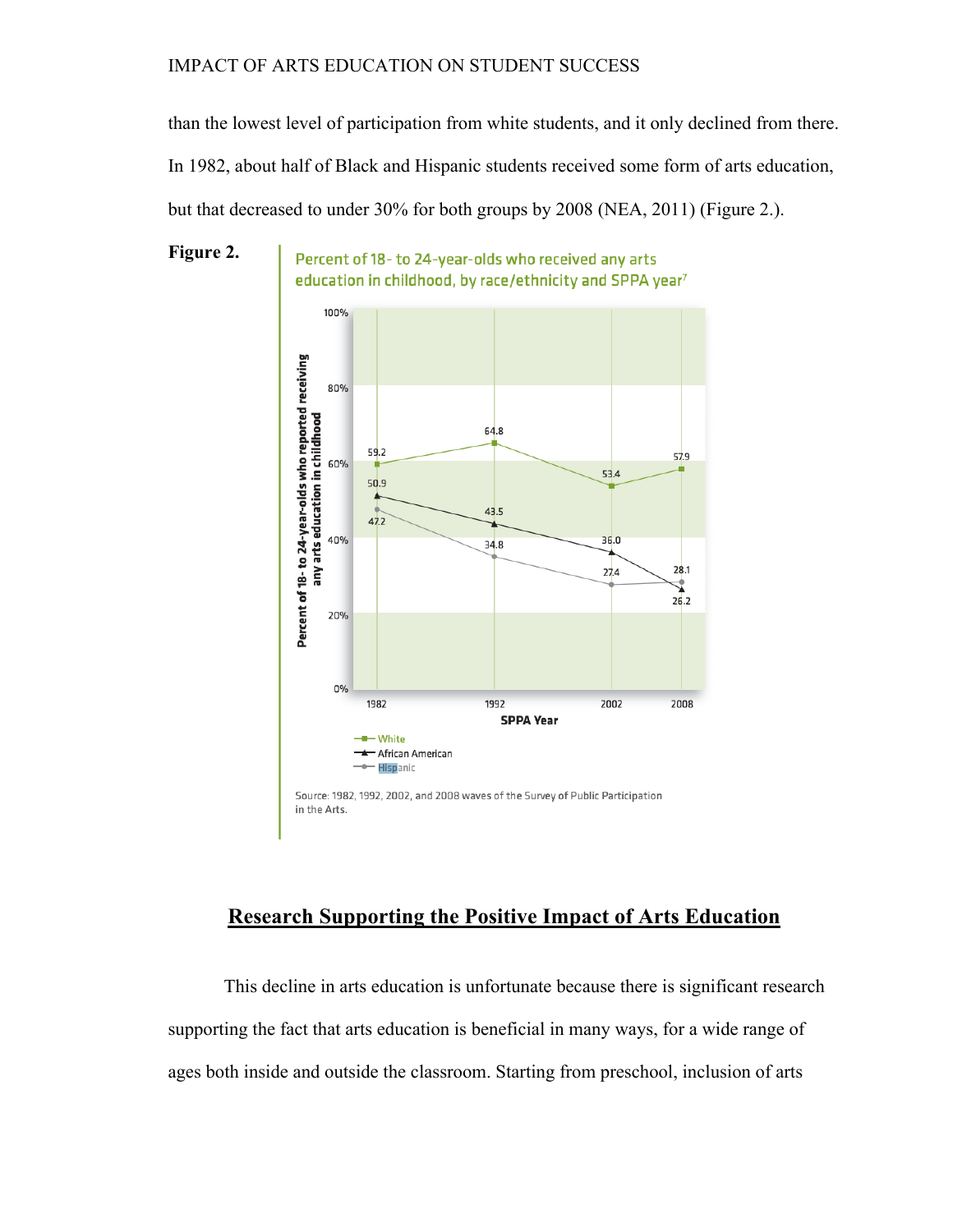than the lowest level of participation from white students, and it only declined from there. In 1982, about half of Black and Hispanic students received some form of arts education, but that decreased to under 30% for both groups by 2008 (NEA, 2011) (Figure 2.).

**Figure 2.**

Percent of 18- to 24-year-olds who received any arts education in childhood, by race/ethnicity and SPPA year[7]

| SPPA Year | White | African American | Hispanic |
|---|---|---|---|
| 1982 | 59.2 | 50.9 | 47.2 |
| 1992 | 64.8 | 43.5 | 34.8 |
| 2002 | 53.4 | 36.0 | 27.4 |
| 2008 | 57.9 | 26.2 | 28.1 |

Source: 1982, 1992, 2002, and 2008 waves of the Survey of Public Participation in the Arts.

## Research Supporting the Positive Impact of Arts Education

This decline in arts education is unfortunate because there is significant research supporting the fact that arts education is beneficial in many ways, for a wide range of ages both inside and outside the classroom. Starting from preschool, inclusion of arts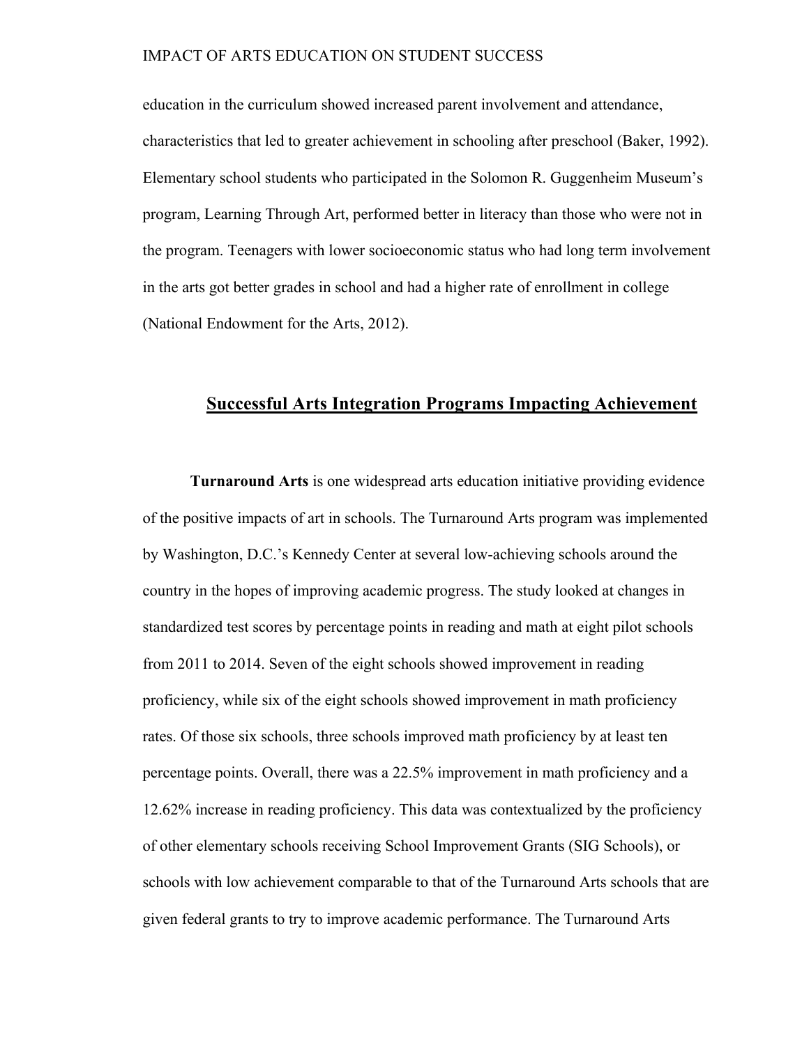education in the curriculum showed increased parent involvement and attendance, characteristics that led to greater achievement in schooling after preschool (Baker, 1992). Elementary school students who participated in the Solomon R. Guggenheim Museum's program, Learning Through Art, performed better in literacy than those who were not in the program. Teenagers with lower socioeconomic status who had long term involvement in the arts got better grades in school and had a higher rate of enrollment in college (National Endowment for the Arts, 2012).

## Successful Arts Integration Programs Impacting Achievement

**Turnaround Arts** is one widespread arts education initiative providing evidence of the positive impacts of art in schools. The Turnaround Arts program was implemented by Washington, D.C.'s Kennedy Center at several low-achieving schools around the country in the hopes of improving academic progress. The study looked at changes in standardized test scores by percentage points in reading and math at eight pilot schools from 2011 to 2014. Seven of the eight schools showed improvement in reading proficiency, while six of the eight schools showed improvement in math proficiency rates. Of those six schools, three schools improved math proficiency by at least ten percentage points. Overall, there was a 22.5% improvement in math proficiency and a 12.62% increase in reading proficiency. This data was contextualized by the proficiency of other elementary schools receiving School Improvement Grants (SIG Schools), or schools with low achievement comparable to that of the Turnaround Arts schools that are given federal grants to try to improve academic performance. The Turnaround Arts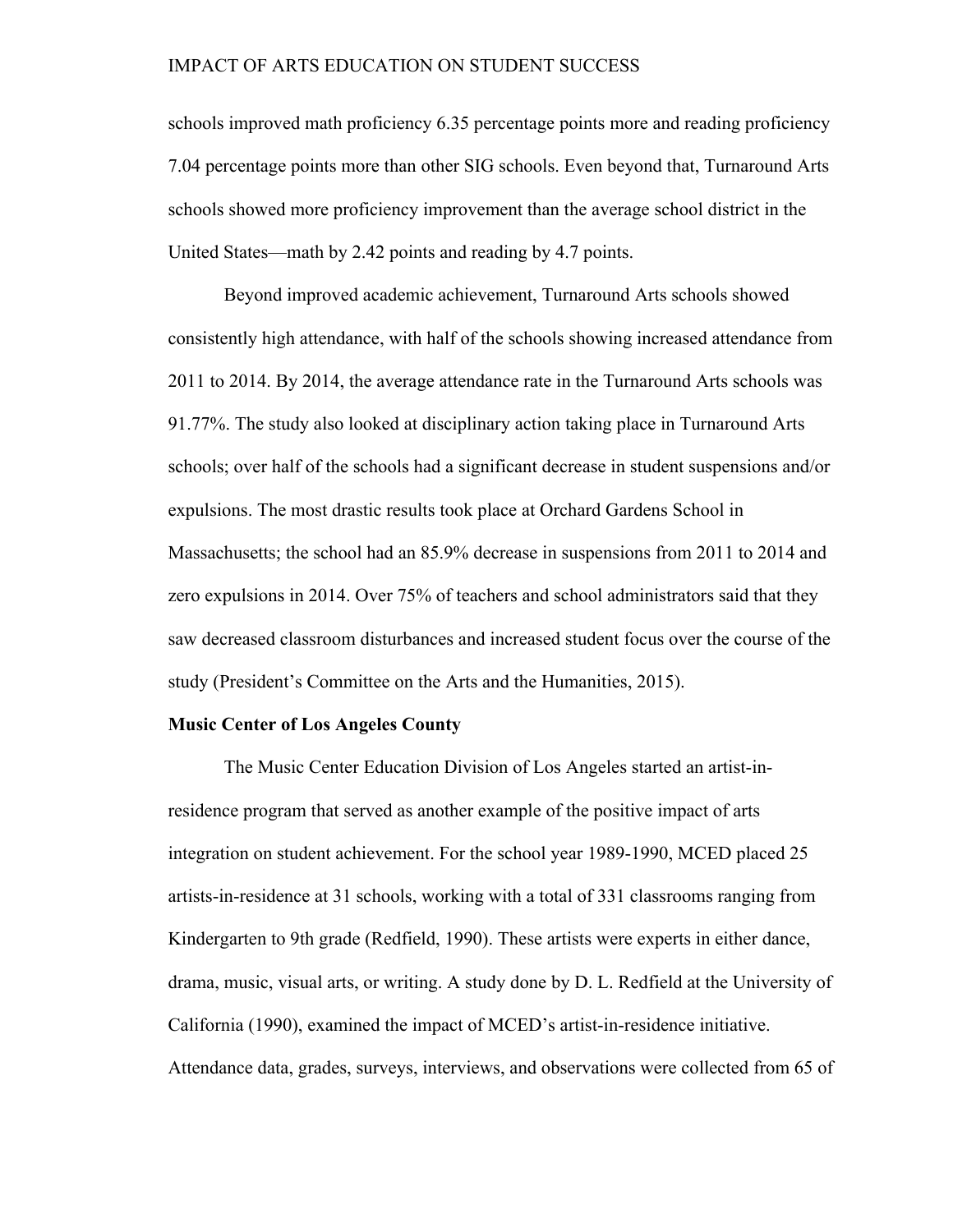schools improved math proficiency 6.35 percentage points more and reading proficiency 7.04 percentage points more than other SIG schools. Even beyond that, Turnaround Arts schools showed more proficiency improvement than the average school district in the United States—math by 2.42 points and reading by 4.7 points.

Beyond improved academic achievement, Turnaround Arts schools showed consistently high attendance, with half of the schools showing increased attendance from 2011 to 2014. By 2014, the average attendance rate in the Turnaround Arts schools was 91.77%. The study also looked at disciplinary action taking place in Turnaround Arts schools; over half of the schools had a significant decrease in student suspensions and/or expulsions. The most drastic results took place at Orchard Gardens School in Massachusetts; the school had an 85.9% decrease in suspensions from 2011 to 2014 and zero expulsions in 2014. Over 75% of teachers and school administrators said that they saw decreased classroom disturbances and increased student focus over the course of the study (President's Committee on the Arts and the Humanities, 2015).

**Music Center of Los Angeles County**

The Music Center Education Division of Los Angeles started an artist-in-residence program that served as another example of the positive impact of arts integration on student achievement. For the school year 1989-1990, MCED placed 25 artists-in-residence at 31 schools, working with a total of 331 classrooms ranging from Kindergarten to 9th grade (Redfield, 1990). These artists were experts in either dance, drama, music, visual arts, or writing. A study done by D. L. Redfield at the University of California (1990), examined the impact of MCED's artist-in-residence initiative. Attendance data, grades, surveys, interviews, and observations were collected from 65 of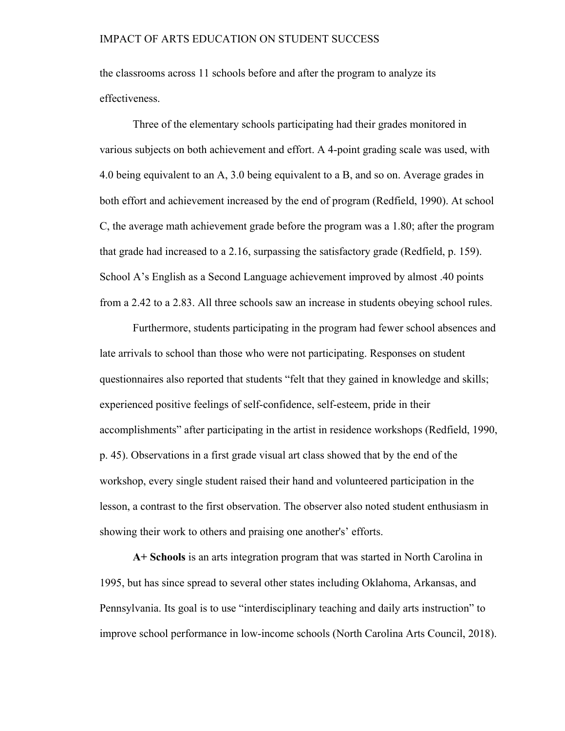the classrooms across 11 schools before and after the program to analyze its effectiveness.

Three of the elementary schools participating had their grades monitored in various subjects on both achievement and effort. A 4-point grading scale was used, with 4.0 being equivalent to an A, 3.0 being equivalent to a B, and so on. Average grades in both effort and achievement increased by the end of program (Redfield, 1990). At school C, the average math achievement grade before the program was a 1.80; after the program that grade had increased to a 2.16, surpassing the satisfactory grade (Redfield, p. 159). School A's English as a Second Language achievement improved by almost .40 points from a 2.42 to a 2.83. All three schools saw an increase in students obeying school rules.

Furthermore, students participating in the program had fewer school absences and late arrivals to school than those who were not participating. Responses on student questionnaires also reported that students "felt that they gained in knowledge and skills; experienced positive feelings of self-confidence, self-esteem, pride in their accomplishments" after participating in the artist in residence workshops (Redfield, 1990, p. 45). Observations in a first grade visual art class showed that by the end of the workshop, every single student raised their hand and volunteered participation in the lesson, a contrast to the first observation. The observer also noted student enthusiasm in showing their work to others and praising one another's' efforts.

**A+ Schools** is an arts integration program that was started in North Carolina in 1995, but has since spread to several other states including Oklahoma, Arkansas, and Pennsylvania. Its goal is to use "interdisciplinary teaching and daily arts instruction" to improve school performance in low-income schools (North Carolina Arts Council, 2018).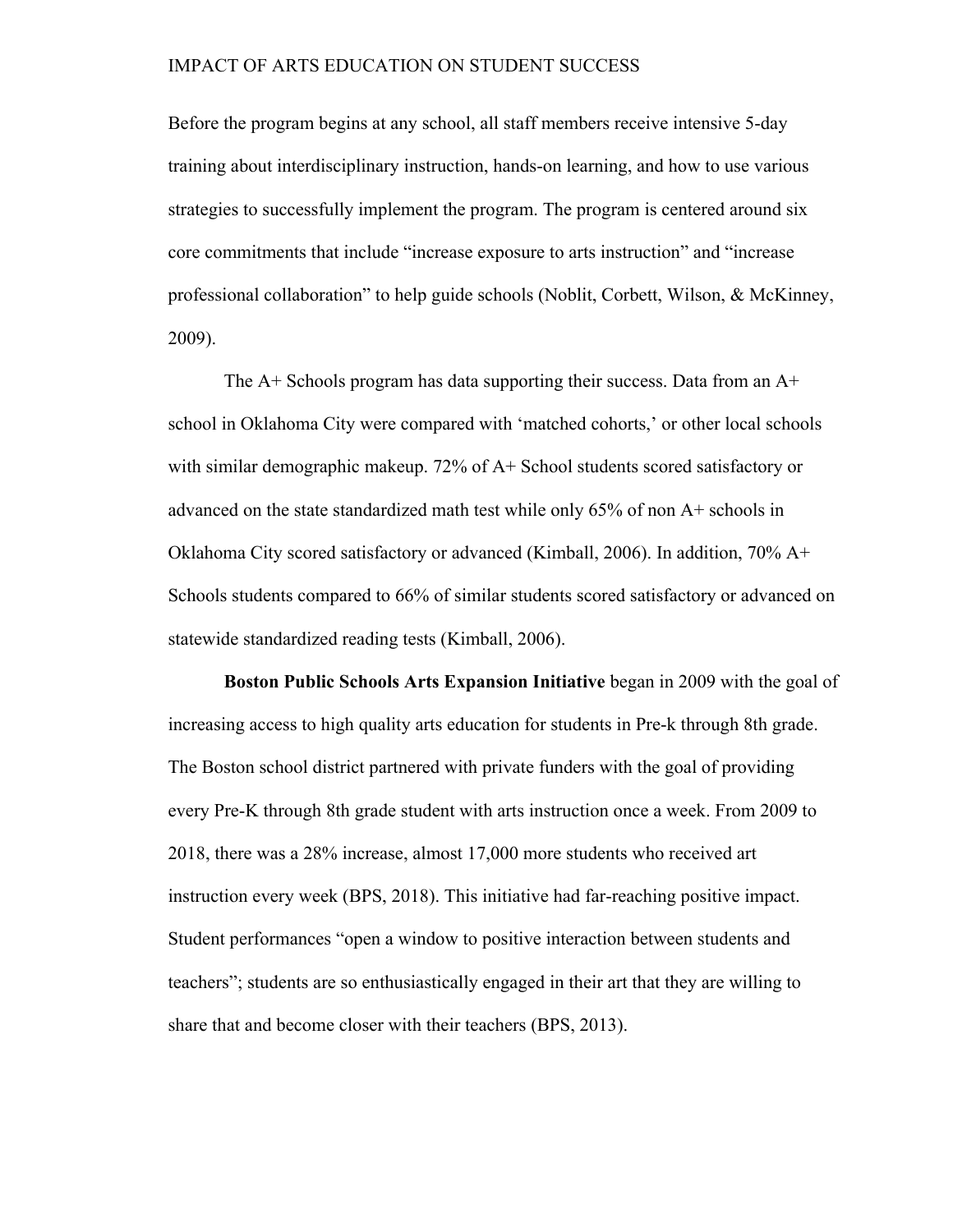Before the program begins at any school, all staff members receive intensive 5-day training about interdisciplinary instruction, hands-on learning, and how to use various strategies to successfully implement the program. The program is centered around six core commitments that include “increase exposure to arts instruction” and “increase professional collaboration” to help guide schools (Noblit, Corbett, Wilson, & McKinney, 2009).

The A+ Schools program has data supporting their success. Data from an A+ school in Oklahoma City were compared with ‘matched cohorts,’ or other local schools with similar demographic makeup. 72% of A+ School students scored satisfactory or advanced on the state standardized math test while only 65% of non A+ schools in Oklahoma City scored satisfactory or advanced (Kimball, 2006). In addition, 70% A+ Schools students compared to 66% of similar students scored satisfactory or advanced on statewide standardized reading tests (Kimball, 2006).

**Boston Public Schools Arts Expansion Initiative** began in 2009 with the goal of increasing access to high quality arts education for students in Pre-k through 8th grade. The Boston school district partnered with private funders with the goal of providing every Pre-K through 8th grade student with arts instruction once a week. From 2009 to 2018, there was a 28% increase, almost 17,000 more students who received art instruction every week (BPS, 2018). This initiative had far-reaching positive impact. Student performances “open a window to positive interaction between students and teachers”; students are so enthusiastically engaged in their art that they are willing to share that and become closer with their teachers (BPS, 2013).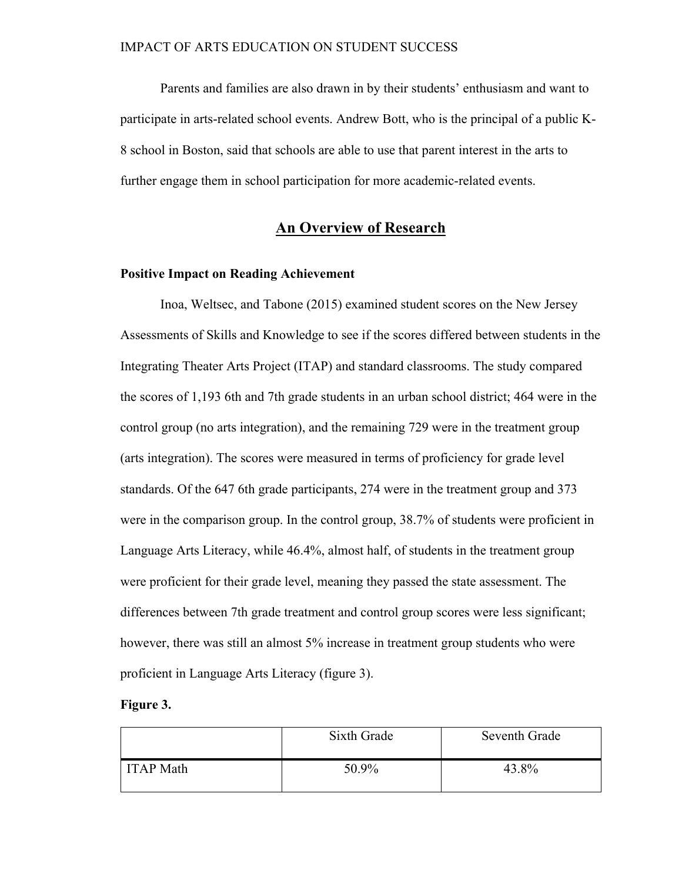Parents and families are also drawn in by their students' enthusiasm and want to participate in arts-related school events. Andrew Bott, who is the principal of a public K-8 school in Boston, said that schools are able to use that parent interest in the arts to further engage them in school participation for more academic-related events.

## An Overview of Research

### Positive Impact on Reading Achievement

Inoa, Weltsec, and Tabone (2015) examined student scores on the New Jersey Assessments of Skills and Knowledge to see if the scores differed between students in the Integrating Theater Arts Project (ITAP) and standard classrooms. The study compared the scores of 1,193 6th and 7th grade students in an urban school district; 464 were in the control group (no arts integration), and the remaining 729 were in the treatment group (arts integration). The scores were measured in terms of proficiency for grade level standards. Of the 647 6th grade participants, 274 were in the treatment group and 373 were in the comparison group. In the control group, 38.7% of students were proficient in Language Arts Literacy, while 46.4%, almost half, of students in the treatment group were proficient for their grade level, meaning they passed the state assessment. The differences between 7th grade treatment and control group scores were less significant; however, there was still an almost 5% increase in treatment group students who were proficient in Language Arts Literacy (figure 3).

**Figure 3.**

| | Sixth Grade | Seventh Grade |
|---|---|---|
| ITAP Math | 50.9% | 43.8% |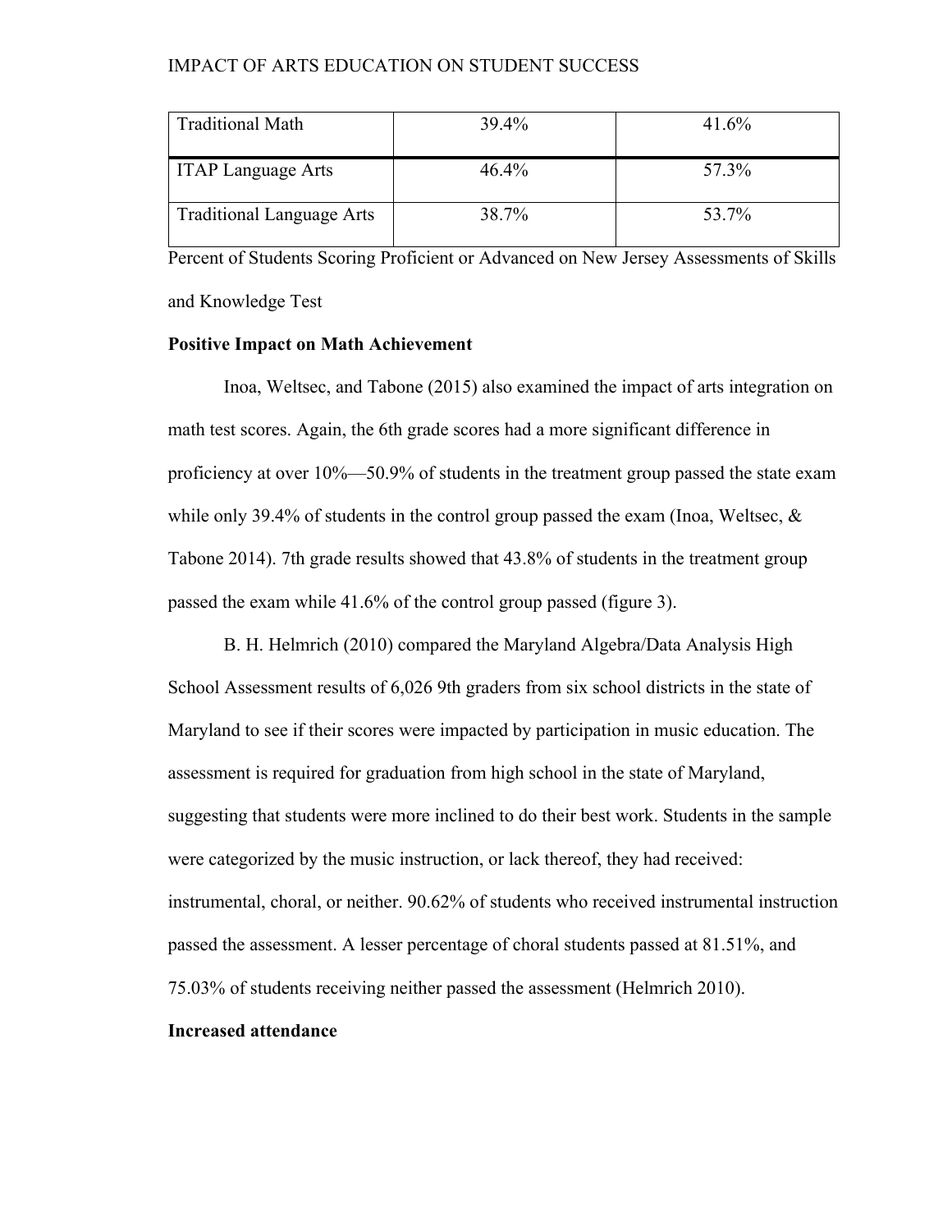| | | |
|---|---|---|
| Traditional Math | 39.4% | 41.6% |
| ITAP Language Arts | 46.4% | 57.3% |
| Traditional Language Arts | 38.7% | 53.7% |

Percent of Students Scoring Proficient or Advanced on New Jersey Assessments of Skills and Knowledge Test

**Positive Impact on Math Achievement**

Inoa, Weltsec, and Tabone (2015) also examined the impact of arts integration on math test scores. Again, the 6th grade scores had a more significant difference in proficiency at over 10%—50.9% of students in the treatment group passed the state exam while only 39.4% of students in the control group passed the exam (Inoa, Weltsec, & Tabone 2014). 7th grade results showed that 43.8% of students in the treatment group passed the exam while 41.6% of the control group passed (figure 3).

B. H. Helmrich (2010) compared the Maryland Algebra/Data Analysis High School Assessment results of 6,026 9th graders from six school districts in the state of Maryland to see if their scores were impacted by participation in music education. The assessment is required for graduation from high school in the state of Maryland, suggesting that students were more inclined to do their best work. Students in the sample were categorized by the music instruction, or lack thereof, they had received: instrumental, choral, or neither. 90.62% of students who received instrumental instruction passed the assessment. A lesser percentage of choral students passed at 81.51%, and 75.03% of students receiving neither passed the assessment (Helmrich 2010).

**Increased attendance**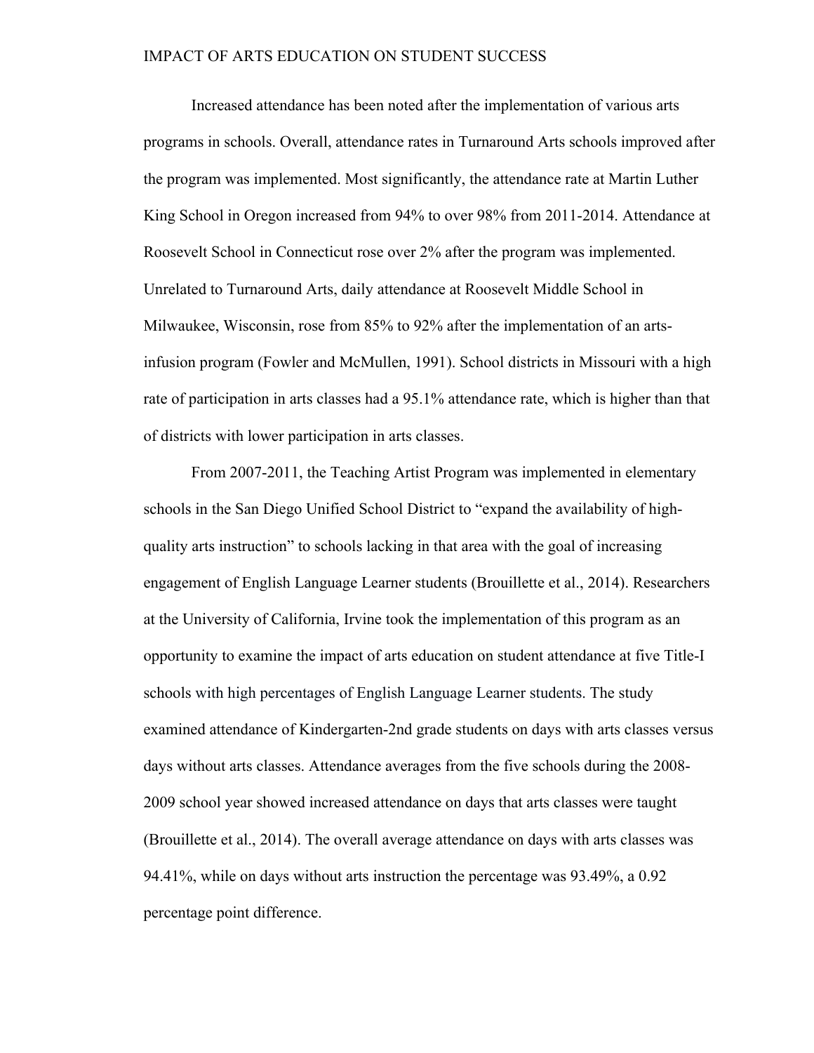Increased attendance has been noted after the implementation of various arts programs in schools. Overall, attendance rates in Turnaround Arts schools improved after the program was implemented. Most significantly, the attendance rate at Martin Luther King School in Oregon increased from 94% to over 98% from 2011-2014. Attendance at Roosevelt School in Connecticut rose over 2% after the program was implemented. Unrelated to Turnaround Arts, daily attendance at Roosevelt Middle School in Milwaukee, Wisconsin, rose from 85% to 92% after the implementation of an arts-infusion program (Fowler and McMullen, 1991). School districts in Missouri with a high rate of participation in arts classes had a 95.1% attendance rate, which is higher than that of districts with lower participation in arts classes.

From 2007-2011, the Teaching Artist Program was implemented in elementary schools in the San Diego Unified School District to "expand the availability of high-quality arts instruction" to schools lacking in that area with the goal of increasing engagement of English Language Learner students (Brouillette et al., 2014). Researchers at the University of California, Irvine took the implementation of this program as an opportunity to examine the impact of arts education on student attendance at five Title-I schools with high percentages of English Language Learner students. The study examined attendance of Kindergarten-2nd grade students on days with arts classes versus days without arts classes. Attendance averages from the five schools during the 2008-2009 school year showed increased attendance on days that arts classes were taught (Brouillette et al., 2014). The overall average attendance on days with arts classes was 94.41%, while on days without arts instruction the percentage was 93.49%, a 0.92 percentage point difference.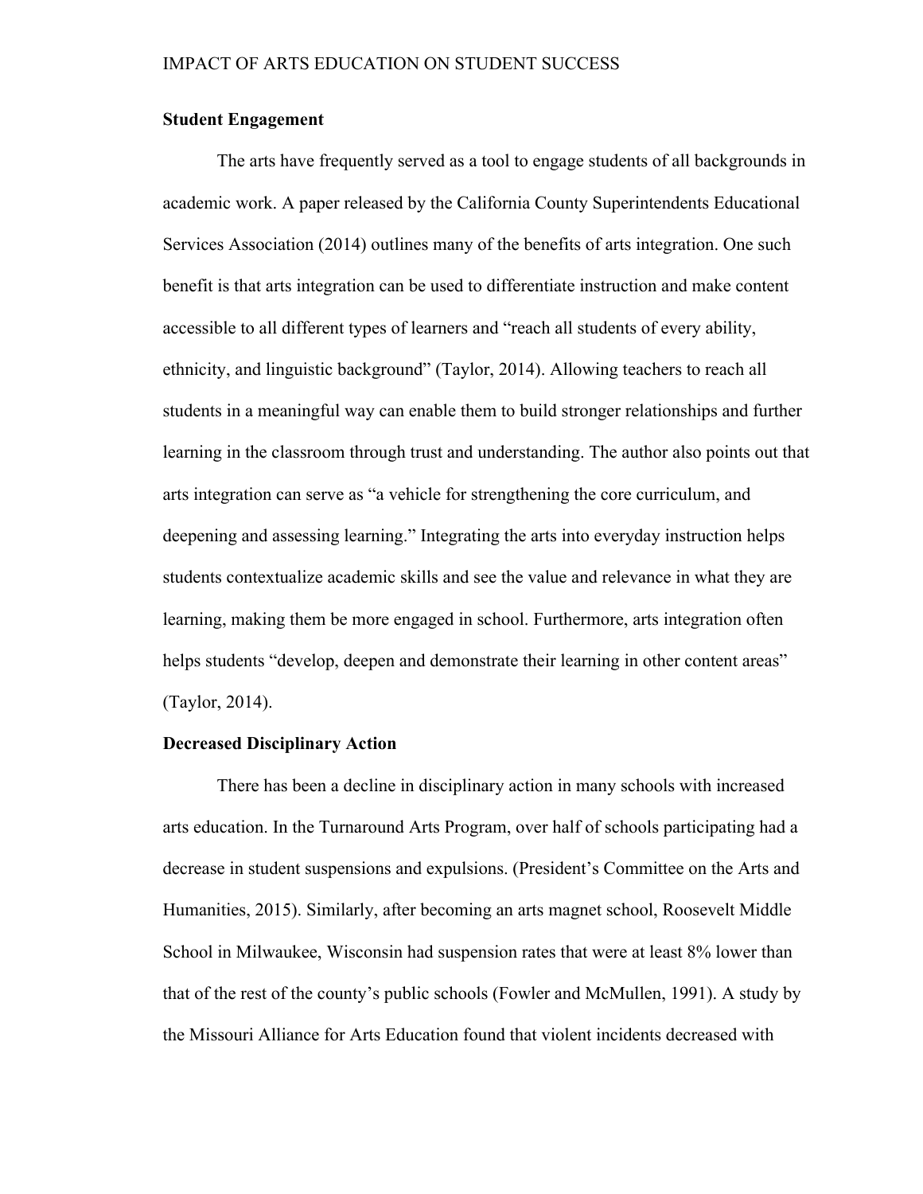**Student Engagement**

The arts have frequently served as a tool to engage students of all backgrounds in academic work. A paper released by the California County Superintendents Educational Services Association (2014) outlines many of the benefits of arts integration. One such benefit is that arts integration can be used to differentiate instruction and make content accessible to all different types of learners and "reach all students of every ability, ethnicity, and linguistic background" (Taylor, 2014). Allowing teachers to reach all students in a meaningful way can enable them to build stronger relationships and further learning in the classroom through trust and understanding. The author also points out that arts integration can serve as "a vehicle for strengthening the core curriculum, and deepening and assessing learning." Integrating the arts into everyday instruction helps students contextualize academic skills and see the value and relevance in what they are learning, making them be more engaged in school. Furthermore, arts integration often helps students "develop, deepen and demonstrate their learning in other content areas" (Taylor, 2014).

**Decreased Disciplinary Action**

There has been a decline in disciplinary action in many schools with increased arts education. In the Turnaround Arts Program, over half of schools participating had a decrease in student suspensions and expulsions. (President's Committee on the Arts and Humanities, 2015). Similarly, after becoming an arts magnet school, Roosevelt Middle School in Milwaukee, Wisconsin had suspension rates that were at least 8% lower than that of the rest of the county's public schools (Fowler and McMullen, 1991). A study by the Missouri Alliance for Arts Education found that violent incidents decreased with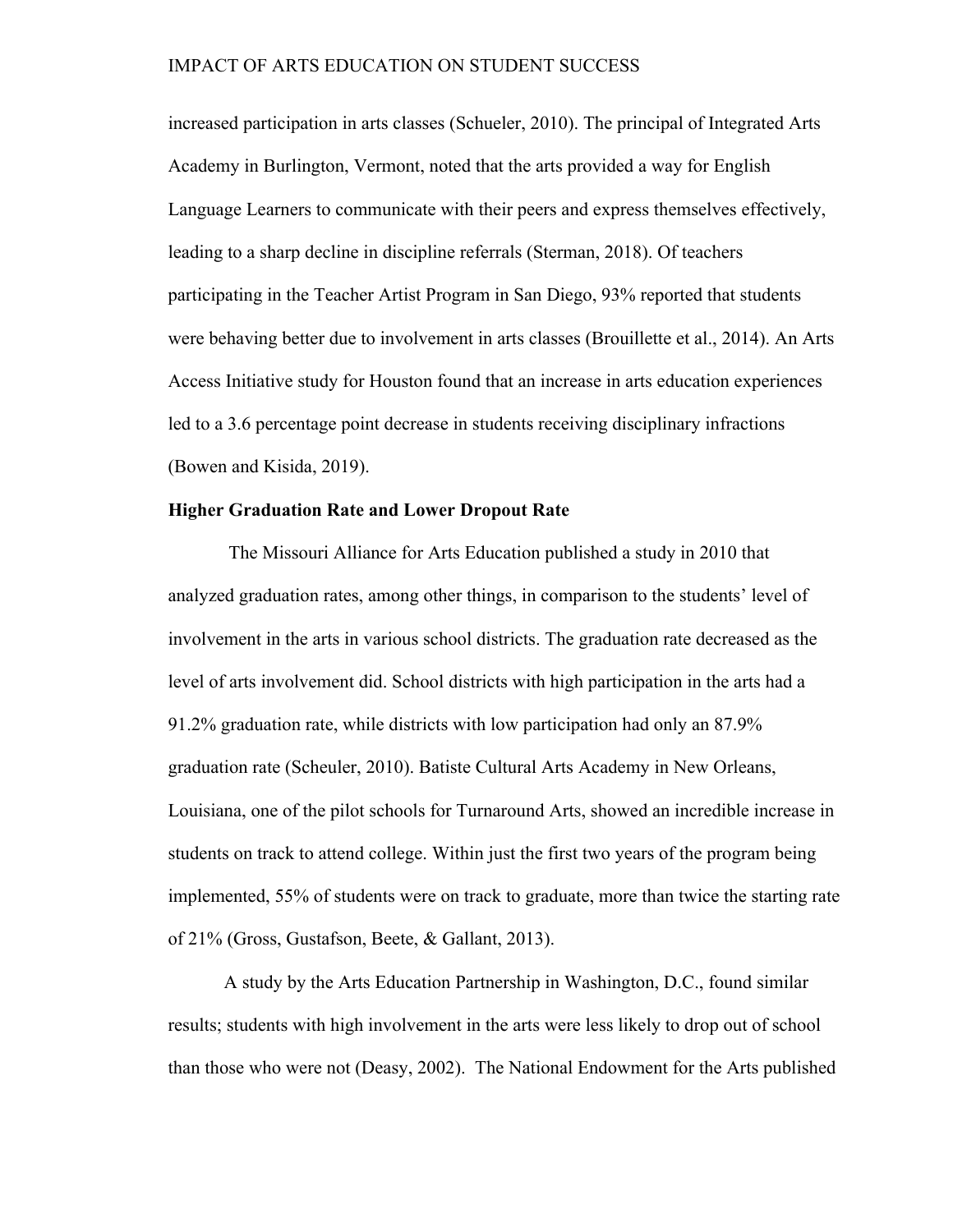increased participation in arts classes (Schueler, 2010). The principal of Integrated Arts Academy in Burlington, Vermont, noted that the arts provided a way for English Language Learners to communicate with their peers and express themselves effectively, leading to a sharp decline in discipline referrals (Sterman, 2018). Of teachers participating in the Teacher Artist Program in San Diego, 93% reported that students were behaving better due to involvement in arts classes (Brouillette et al., 2014). An Arts Access Initiative study for Houston found that an increase in arts education experiences led to a 3.6 percentage point decrease in students receiving disciplinary infractions (Bowen and Kisida, 2019).

**Higher Graduation Rate and Lower Dropout Rate**

The Missouri Alliance for Arts Education published a study in 2010 that analyzed graduation rates, among other things, in comparison to the students' level of involvement in the arts in various school districts. The graduation rate decreased as the level of arts involvement did. School districts with high participation in the arts had a 91.2% graduation rate, while districts with low participation had only an 87.9% graduation rate (Scheuler, 2010). Batiste Cultural Arts Academy in New Orleans, Louisiana, one of the pilot schools for Turnaround Arts, showed an incredible increase in students on track to attend college. Within just the first two years of the program being implemented, 55% of students were on track to graduate, more than twice the starting rate of 21% (Gross, Gustafson, Beete, & Gallant, 2013).

A study by the Arts Education Partnership in Washington, D.C., found similar results; students with high involvement in the arts were less likely to drop out of school than those who were not (Deasy, 2002). The National Endowment for the Arts published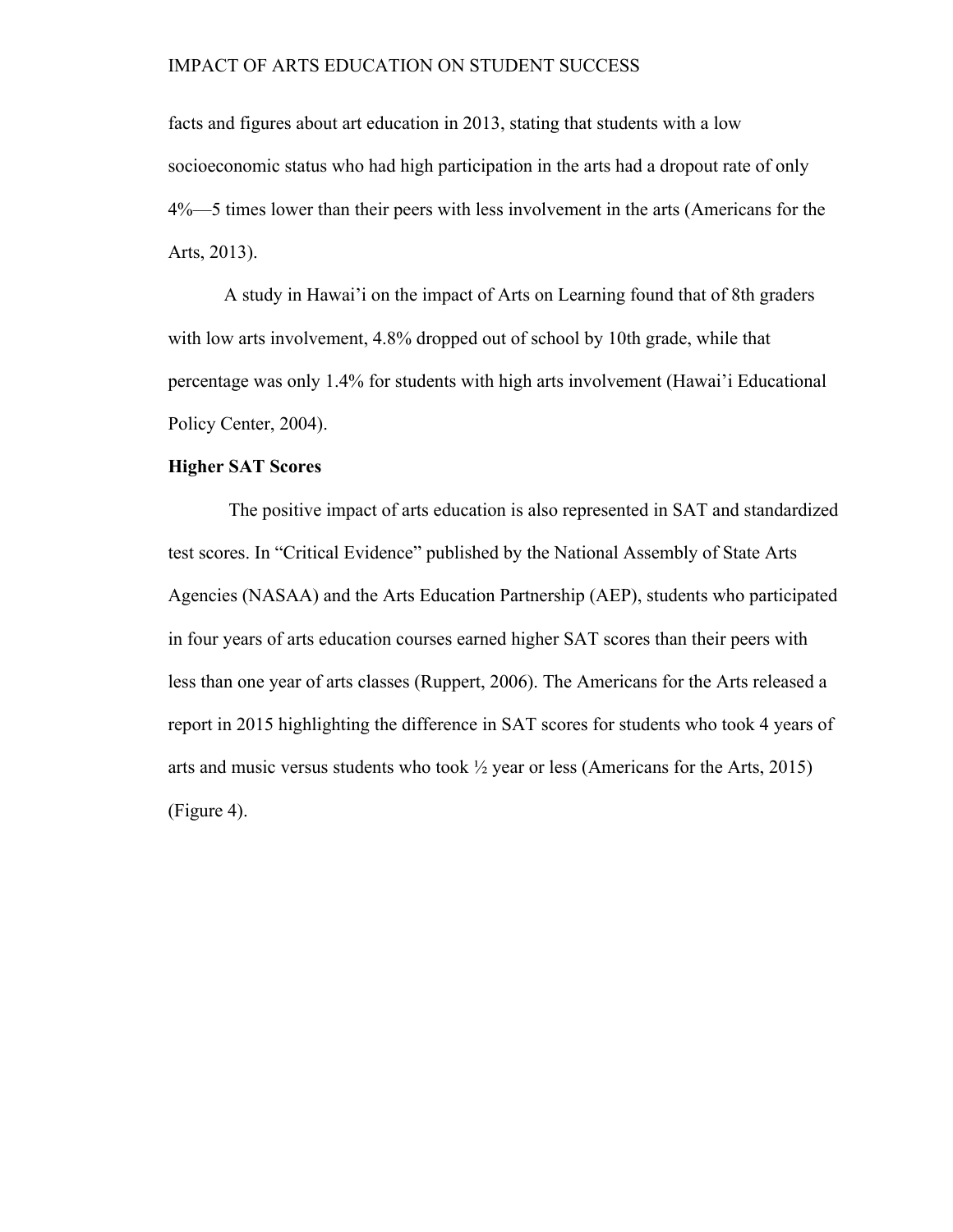facts and figures about art education in 2013, stating that students with a low socioeconomic status who had high participation in the arts had a dropout rate of only 4%—5 times lower than their peers with less involvement in the arts (Americans for the Arts, 2013).

A study in Hawai'i on the impact of Arts on Learning found that of 8th graders with low arts involvement, 4.8% dropped out of school by 10th grade, while that percentage was only 1.4% for students with high arts involvement (Hawai'i Educational Policy Center, 2004).

**Higher SAT Scores**

The positive impact of arts education is also represented in SAT and standardized test scores. In "Critical Evidence" published by the National Assembly of State Arts Agencies (NASAA) and the Arts Education Partnership (AEP), students who participated in four years of arts education courses earned higher SAT scores than their peers with less than one year of arts classes (Ruppert, 2006). The Americans for the Arts released a report in 2015 highlighting the difference in SAT scores for students who took 4 years of arts and music versus students who took ½ year or less (Americans for the Arts, 2015) (Figure 4).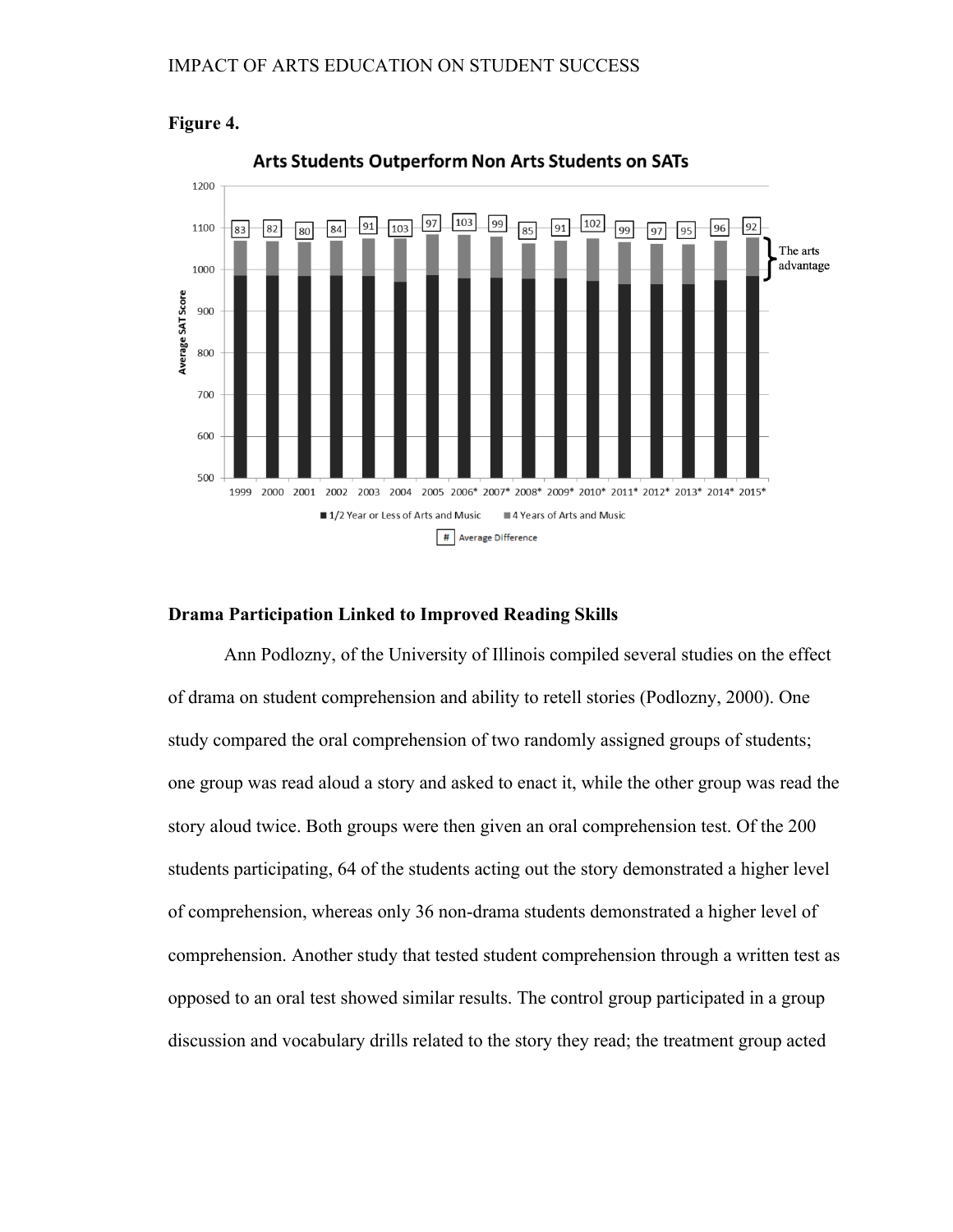**Figure 4.**

**Arts Students Outperform Non Arts Students on SATs**

| Year | 1999 | 2000 | 2001 | 2002 | 2003 | 2004 | 2005 | 2006* | 2007* | 2008* | 2009* | 2010* | 2011* | 2012* | 2013* | 2014* | 2015* |
|---|---|---|---|---|---|---|---|---|---|---|---|---|---|---|---|---|---|
| Average Difference | 83 | 82 | 80 | 84 | 91 | 103 | 97 | 103 | 99 | 85 | 91 | 102 | 99 | 97 | 95 | 96 | 92 |

Average SAT Score (y-axis, 500–1200)

■ 1/2 Year or Less of Arts and Music ■ 4 Years of Arts and Music

# Average Difference

} The arts advantage

## Drama Participation Linked to Improved Reading Skills

Ann Podlozny, of the University of Illinois compiled several studies on the effect of drama on student comprehension and ability to retell stories (Podlozny, 2000). One study compared the oral comprehension of two randomly assigned groups of students; one group was read aloud a story and asked to enact it, while the other group was read the story aloud twice. Both groups were then given an oral comprehension test. Of the 200 students participating, 64 of the students acting out the story demonstrated a higher level of comprehension, whereas only 36 non-drama students demonstrated a higher level of comprehension. Another study that tested student comprehension through a written test as opposed to an oral test showed similar results. The control group participated in a group discussion and vocabulary drills related to the story they read; the treatment group acted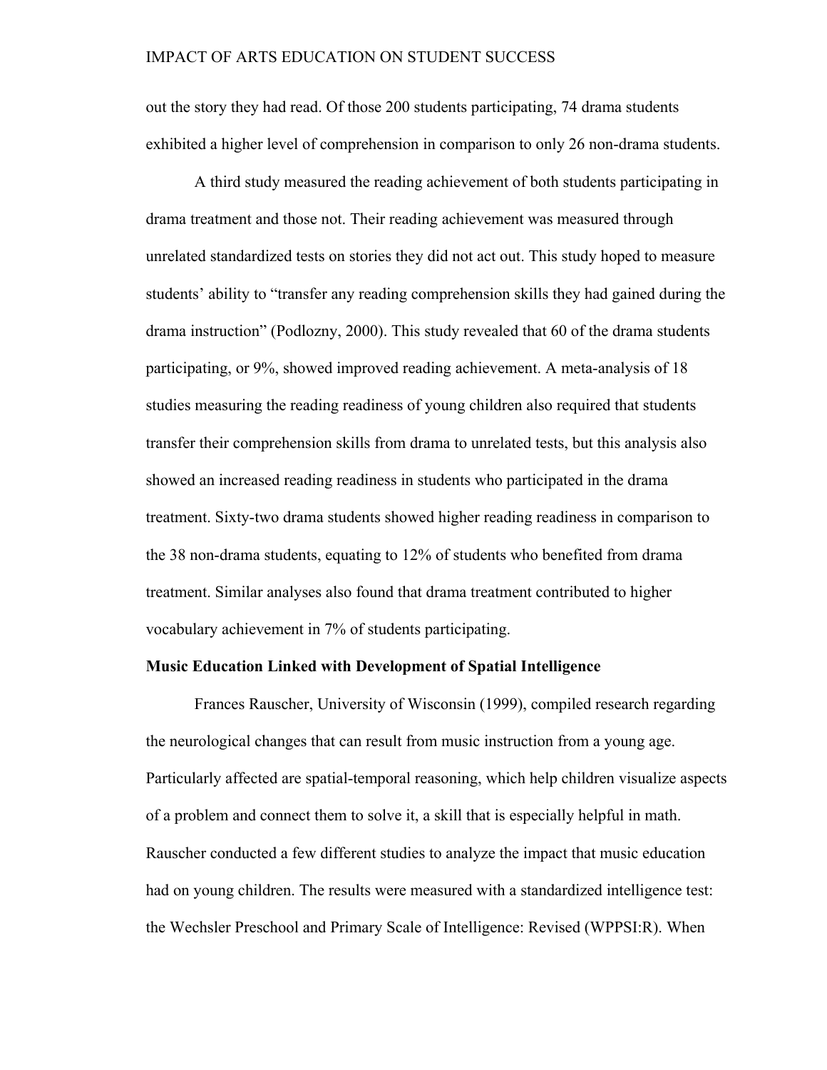out the story they had read. Of those 200 students participating, 74 drama students exhibited a higher level of comprehension in comparison to only 26 non-drama students.

A third study measured the reading achievement of both students participating in drama treatment and those not. Their reading achievement was measured through unrelated standardized tests on stories they did not act out. This study hoped to measure students' ability to "transfer any reading comprehension skills they had gained during the drama instruction" (Podlozny, 2000). This study revealed that 60 of the drama students participating, or 9%, showed improved reading achievement. A meta-analysis of 18 studies measuring the reading readiness of young children also required that students transfer their comprehension skills from drama to unrelated tests, but this analysis also showed an increased reading readiness in students who participated in the drama treatment. Sixty-two drama students showed higher reading readiness in comparison to the 38 non-drama students, equating to 12% of students who benefited from drama treatment. Similar analyses also found that drama treatment contributed to higher vocabulary achievement in 7% of students participating.

**Music Education Linked with Development of Spatial Intelligence**

Frances Rauscher, University of Wisconsin (1999), compiled research regarding the neurological changes that can result from music instruction from a young age. Particularly affected are spatial-temporal reasoning, which help children visualize aspects of a problem and connect them to solve it, a skill that is especially helpful in math. Rauscher conducted a few different studies to analyze the impact that music education had on young children. The results were measured with a standardized intelligence test: the Wechsler Preschool and Primary Scale of Intelligence: Revised (WPPSI:R). When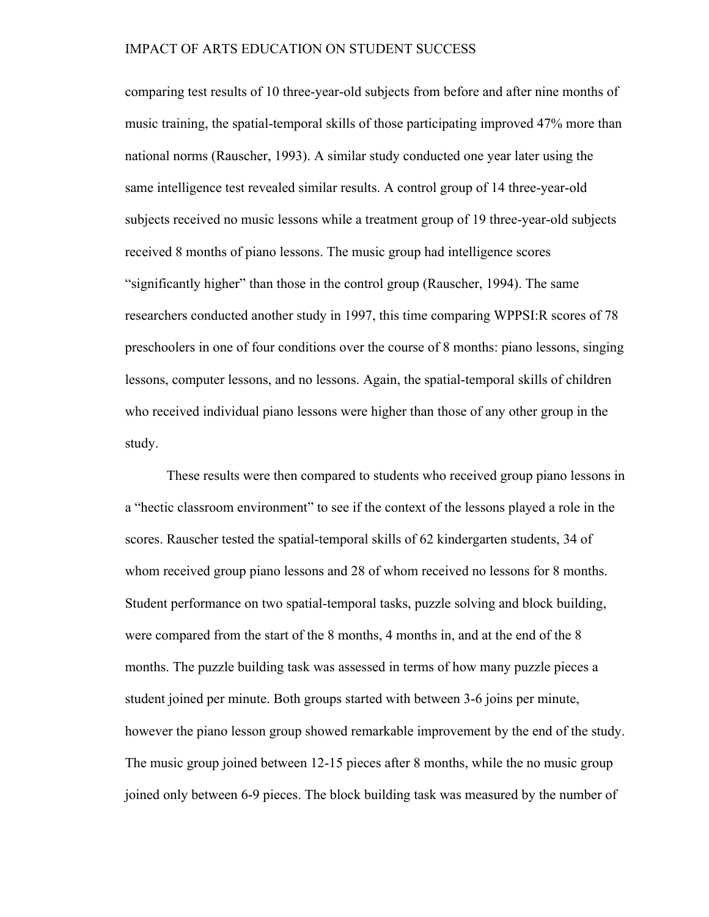comparing test results of 10 three-year-old subjects from before and after nine months of music training, the spatial-temporal skills of those participating improved 47% more than national norms (Rauscher, 1993). A similar study conducted one year later using the same intelligence test revealed similar results. A control group of 14 three-year-old subjects received no music lessons while a treatment group of 19 three-year-old subjects received 8 months of piano lessons. The music group had intelligence scores "significantly higher" than those in the control group (Rauscher, 1994). The same researchers conducted another study in 1997, this time comparing WPPSI:R scores of 78 preschoolers in one of four conditions over the course of 8 months: piano lessons, singing lessons, computer lessons, and no lessons. Again, the spatial-temporal skills of children who received individual piano lessons were higher than those of any other group in the study.

These results were then compared to students who received group piano lessons in a "hectic classroom environment" to see if the context of the lessons played a role in the scores. Rauscher tested the spatial-temporal skills of 62 kindergarten students, 34 of whom received group piano lessons and 28 of whom received no lessons for 8 months. Student performance on two spatial-temporal tasks, puzzle solving and block building, were compared from the start of the 8 months, 4 months in, and at the end of the 8 months. The puzzle building task was assessed in terms of how many puzzle pieces a student joined per minute. Both groups started with between 3-6 joins per minute, however the piano lesson group showed remarkable improvement by the end of the study. The music group joined between 12-15 pieces after 8 months, while the no music group joined only between 6-9 pieces. The block building task was measured by the number of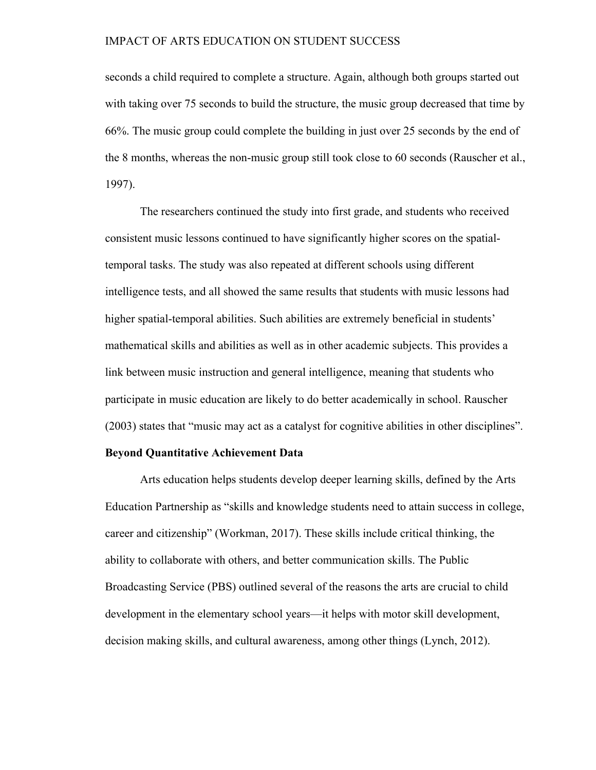seconds a child required to complete a structure. Again, although both groups started out with taking over 75 seconds to build the structure, the music group decreased that time by 66%. The music group could complete the building in just over 25 seconds by the end of the 8 months, whereas the non-music group still took close to 60 seconds (Rauscher et al., 1997).

The researchers continued the study into first grade, and students who received consistent music lessons continued to have significantly higher scores on the spatial-temporal tasks. The study was also repeated at different schools using different intelligence tests, and all showed the same results that students with music lessons had higher spatial-temporal abilities. Such abilities are extremely beneficial in students' mathematical skills and abilities as well as in other academic subjects. This provides a link between music instruction and general intelligence, meaning that students who participate in music education are likely to do better academically in school. Rauscher (2003) states that "music may act as a catalyst for cognitive abilities in other disciplines".

**Beyond Quantitative Achievement Data**

Arts education helps students develop deeper learning skills, defined by the Arts Education Partnership as "skills and knowledge students need to attain success in college, career and citizenship" (Workman, 2017). These skills include critical thinking, the ability to collaborate with others, and better communication skills. The Public Broadcasting Service (PBS) outlined several of the reasons the arts are crucial to child development in the elementary school years—it helps with motor skill development, decision making skills, and cultural awareness, among other things (Lynch, 2012).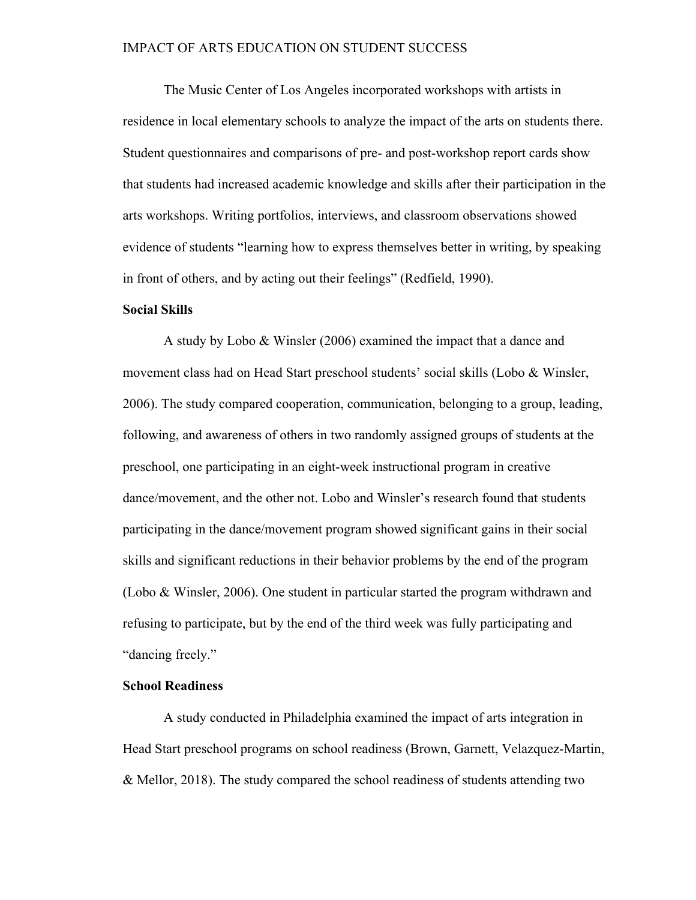The Music Center of Los Angeles incorporated workshops with artists in residence in local elementary schools to analyze the impact of the arts on students there. Student questionnaires and comparisons of pre- and post-workshop report cards show that students had increased academic knowledge and skills after their participation in the arts workshops. Writing portfolios, interviews, and classroom observations showed evidence of students "learning how to express themselves better in writing, by speaking in front of others, and by acting out their feelings" (Redfield, 1990).

**Social Skills**

A study by Lobo & Winsler (2006) examined the impact that a dance and movement class had on Head Start preschool students' social skills (Lobo & Winsler, 2006). The study compared cooperation, communication, belonging to a group, leading, following, and awareness of others in two randomly assigned groups of students at the preschool, one participating in an eight-week instructional program in creative dance/movement, and the other not. Lobo and Winsler's research found that students participating in the dance/movement program showed significant gains in their social skills and significant reductions in their behavior problems by the end of the program (Lobo & Winsler, 2006). One student in particular started the program withdrawn and refusing to participate, but by the end of the third week was fully participating and "dancing freely."

**School Readiness**

A study conducted in Philadelphia examined the impact of arts integration in Head Start preschool programs on school readiness (Brown, Garnett, Velazquez-Martin, & Mellor, 2018). The study compared the school readiness of students attending two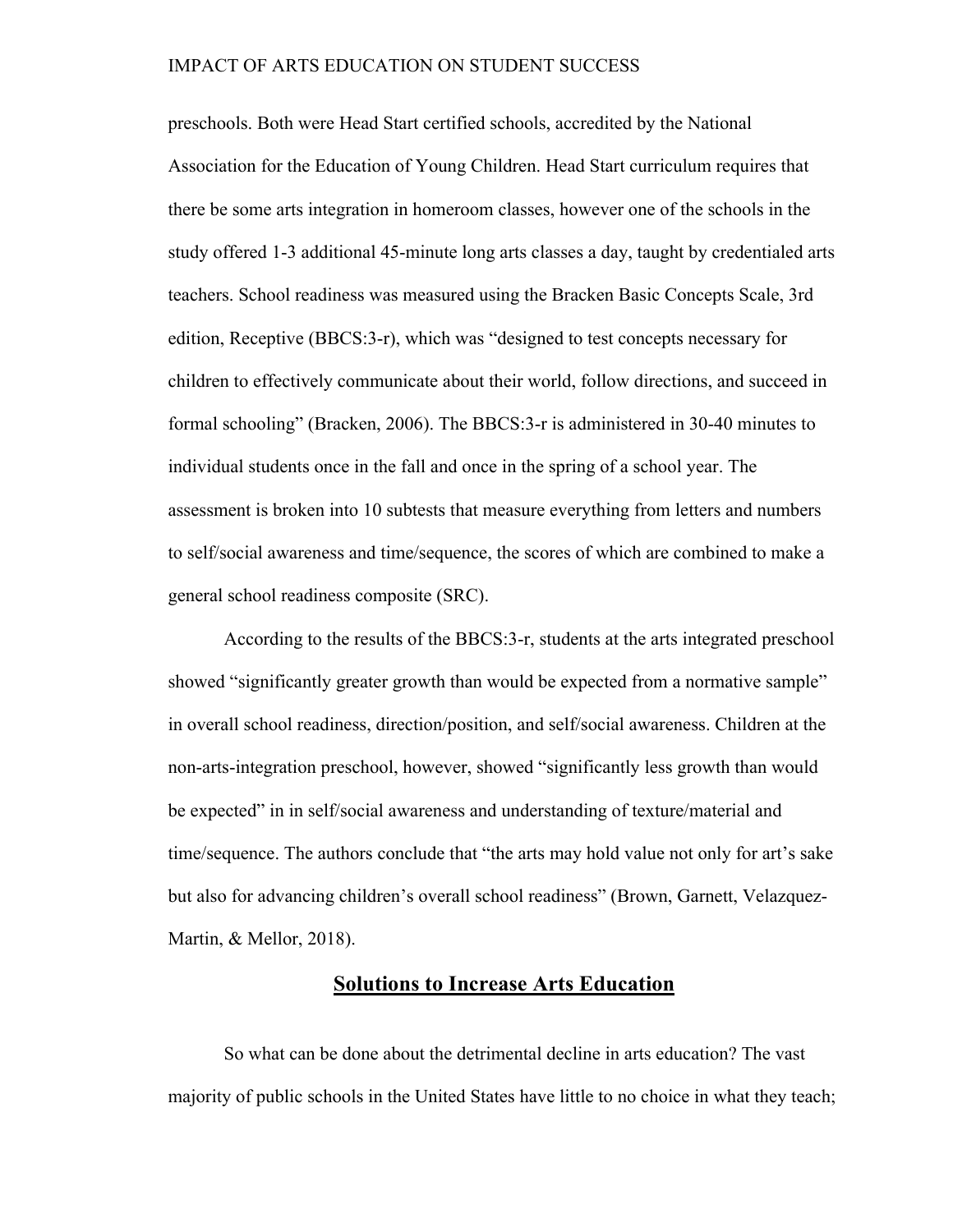preschools. Both were Head Start certified schools, accredited by the National Association for the Education of Young Children. Head Start curriculum requires that there be some arts integration in homeroom classes, however one of the schools in the study offered 1-3 additional 45-minute long arts classes a day, taught by credentialed arts teachers. School readiness was measured using the Bracken Basic Concepts Scale, 3rd edition, Receptive (BBCS:3-r), which was "designed to test concepts necessary for children to effectively communicate about their world, follow directions, and succeed in formal schooling" (Bracken, 2006). The BBCS:3-r is administered in 30-40 minutes to individual students once in the fall and once in the spring of a school year. The assessment is broken into 10 subtests that measure everything from letters and numbers to self/social awareness and time/sequence, the scores of which are combined to make a general school readiness composite (SRC).

According to the results of the BBCS:3-r, students at the arts integrated preschool showed "significantly greater growth than would be expected from a normative sample" in overall school readiness, direction/position, and self/social awareness. Children at the non-arts-integration preschool, however, showed "significantly less growth than would be expected" in in self/social awareness and understanding of texture/material and time/sequence. The authors conclude that "the arts may hold value not only for art's sake but also for advancing children's overall school readiness" (Brown, Garnett, Velazquez-Martin, & Mellor, 2018).

## Solutions to Increase Arts Education

So what can be done about the detrimental decline in arts education? The vast majority of public schools in the United States have little to no choice in what they teach;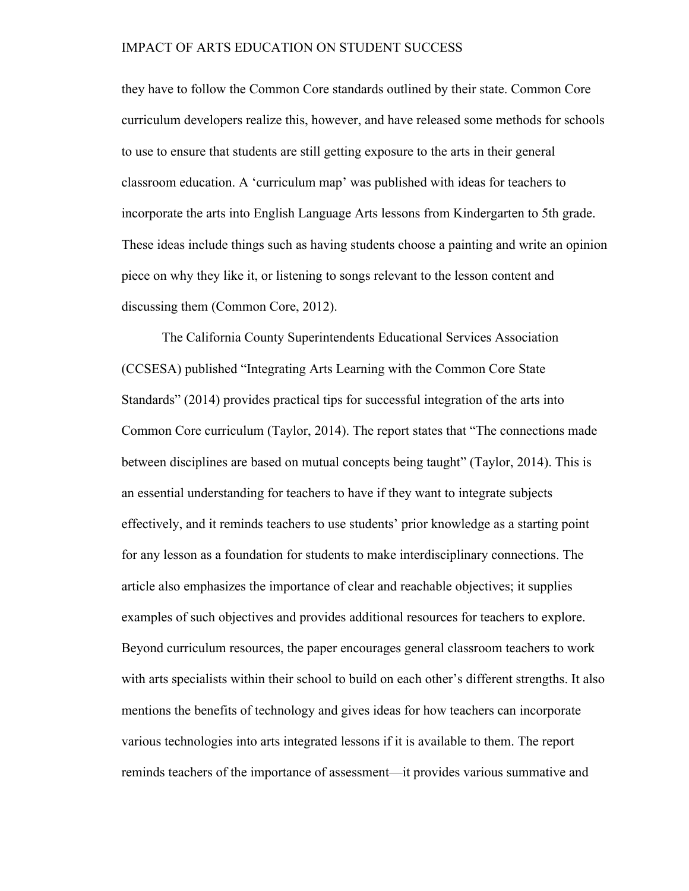they have to follow the Common Core standards outlined by their state. Common Core curriculum developers realize this, however, and have released some methods for schools to use to ensure that students are still getting exposure to the arts in their general classroom education. A 'curriculum map' was published with ideas for teachers to incorporate the arts into English Language Arts lessons from Kindergarten to 5th grade. These ideas include things such as having students choose a painting and write an opinion piece on why they like it, or listening to songs relevant to the lesson content and discussing them (Common Core, 2012).

The California County Superintendents Educational Services Association (CCSESA) published "Integrating Arts Learning with the Common Core State Standards" (2014) provides practical tips for successful integration of the arts into Common Core curriculum (Taylor, 2014). The report states that "The connections made between disciplines are based on mutual concepts being taught" (Taylor, 2014). This is an essential understanding for teachers to have if they want to integrate subjects effectively, and it reminds teachers to use students' prior knowledge as a starting point for any lesson as a foundation for students to make interdisciplinary connections. The article also emphasizes the importance of clear and reachable objectives; it supplies examples of such objectives and provides additional resources for teachers to explore. Beyond curriculum resources, the paper encourages general classroom teachers to work with arts specialists within their school to build on each other's different strengths. It also mentions the benefits of technology and gives ideas for how teachers can incorporate various technologies into arts integrated lessons if it is available to them. The report reminds teachers of the importance of assessment—it provides various summative and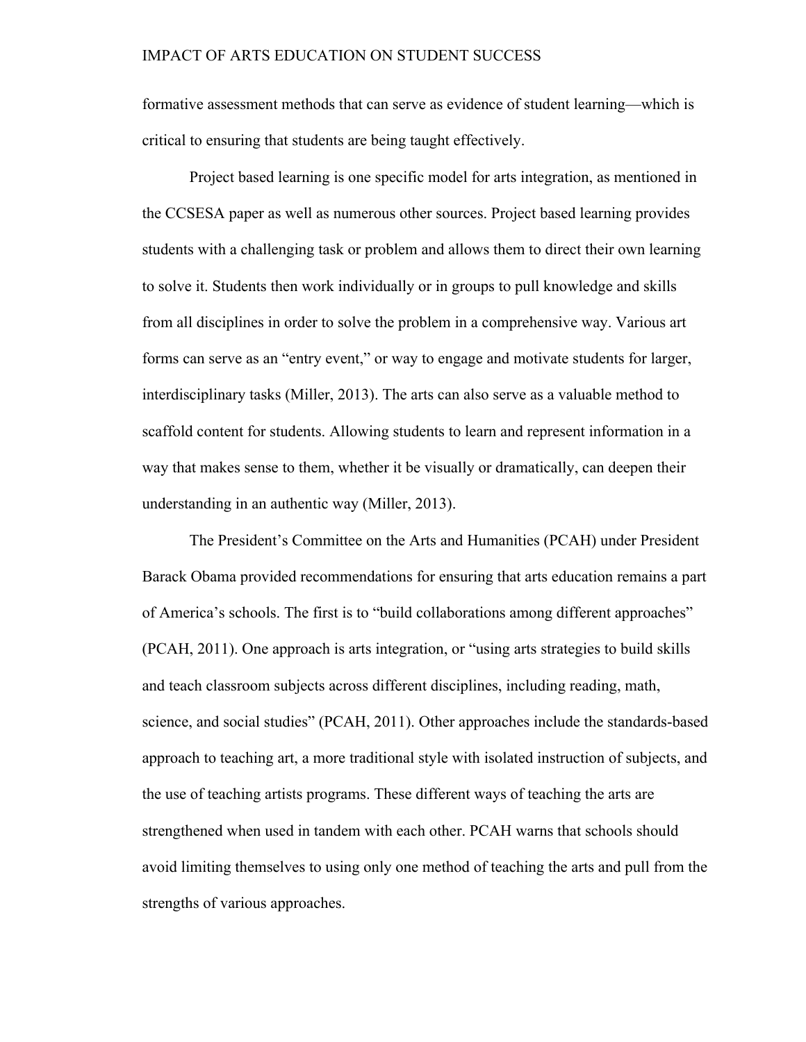formative assessment methods that can serve as evidence of student learning—which is critical to ensuring that students are being taught effectively.

Project based learning is one specific model for arts integration, as mentioned in the CCSESA paper as well as numerous other sources. Project based learning provides students with a challenging task or problem and allows them to direct their own learning to solve it. Students then work individually or in groups to pull knowledge and skills from all disciplines in order to solve the problem in a comprehensive way. Various art forms can serve as an "entry event," or way to engage and motivate students for larger, interdisciplinary tasks (Miller, 2013). The arts can also serve as a valuable method to scaffold content for students. Allowing students to learn and represent information in a way that makes sense to them, whether it be visually or dramatically, can deepen their understanding in an authentic way (Miller, 2013).

The President's Committee on the Arts and Humanities (PCAH) under President Barack Obama provided recommendations for ensuring that arts education remains a part of America's schools. The first is to "build collaborations among different approaches" (PCAH, 2011). One approach is arts integration, or "using arts strategies to build skills and teach classroom subjects across different disciplines, including reading, math, science, and social studies" (PCAH, 2011). Other approaches include the standards-based approach to teaching art, a more traditional style with isolated instruction of subjects, and the use of teaching artists programs. These different ways of teaching the arts are strengthened when used in tandem with each other. PCAH warns that schools should avoid limiting themselves to using only one method of teaching the arts and pull from the strengths of various approaches.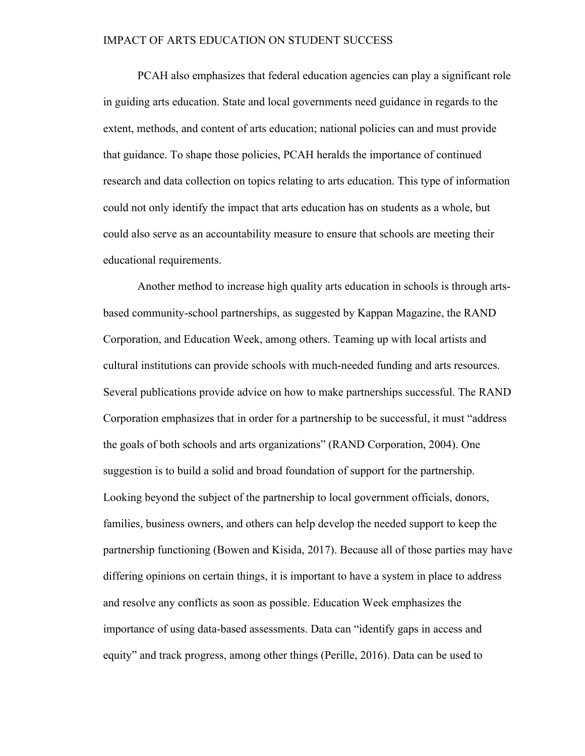PCAH also emphasizes that federal education agencies can play a significant role in guiding arts education. State and local governments need guidance in regards to the extent, methods, and content of arts education; national policies can and must provide that guidance. To shape those policies, PCAH heralds the importance of continued research and data collection on topics relating to arts education. This type of information could not only identify the impact that arts education has on students as a whole, but could also serve as an accountability measure to ensure that schools are meeting their educational requirements.

Another method to increase high quality arts education in schools is through arts-based community-school partnerships, as suggested by Kappan Magazine, the RAND Corporation, and Education Week, among others. Teaming up with local artists and cultural institutions can provide schools with much-needed funding and arts resources. Several publications provide advice on how to make partnerships successful. The RAND Corporation emphasizes that in order for a partnership to be successful, it must "address the goals of both schools and arts organizations" (RAND Corporation, 2004). One suggestion is to build a solid and broad foundation of support for the partnership. Looking beyond the subject of the partnership to local government officials, donors, families, business owners, and others can help develop the needed support to keep the partnership functioning (Bowen and Kisida, 2017). Because all of those parties may have differing opinions on certain things, it is important to have a system in place to address and resolve any conflicts as soon as possible. Education Week emphasizes the importance of using data-based assessments. Data can "identify gaps in access and equity" and track progress, among other things (Perille, 2016). Data can be used to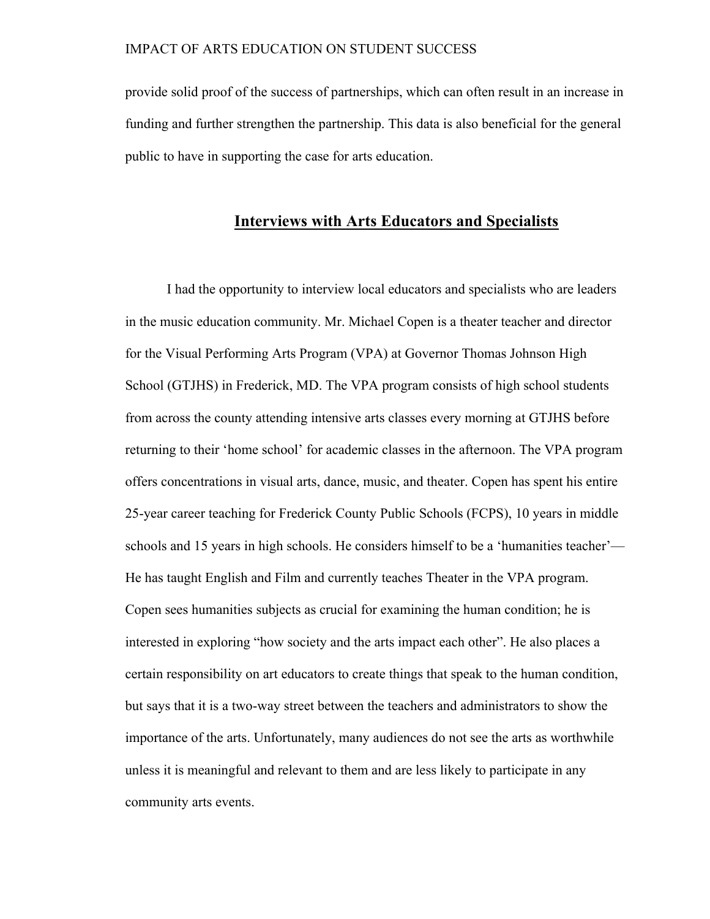provide solid proof of the success of partnerships, which can often result in an increase in funding and further strengthen the partnership. This data is also beneficial for the general public to have in supporting the case for arts education.

## **Interviews with Arts Educators and Specialists**

I had the opportunity to interview local educators and specialists who are leaders in the music education community. Mr. Michael Copen is a theater teacher and director for the Visual Performing Arts Program (VPA) at Governor Thomas Johnson High School (GTJHS) in Frederick, MD. The VPA program consists of high school students from across the county attending intensive arts classes every morning at GTJHS before returning to their 'home school' for academic classes in the afternoon. The VPA program offers concentrations in visual arts, dance, music, and theater. Copen has spent his entire 25-year career teaching for Frederick County Public Schools (FCPS), 10 years in middle schools and 15 years in high schools. He considers himself to be a 'humanities teacher'—He has taught English and Film and currently teaches Theater in the VPA program. Copen sees humanities subjects as crucial for examining the human condition; he is interested in exploring "how society and the arts impact each other". He also places a certain responsibility on art educators to create things that speak to the human condition, but says that it is a two-way street between the teachers and administrators to show the importance of the arts. Unfortunately, many audiences do not see the arts as worthwhile unless it is meaningful and relevant to them and are less likely to participate in any community arts events.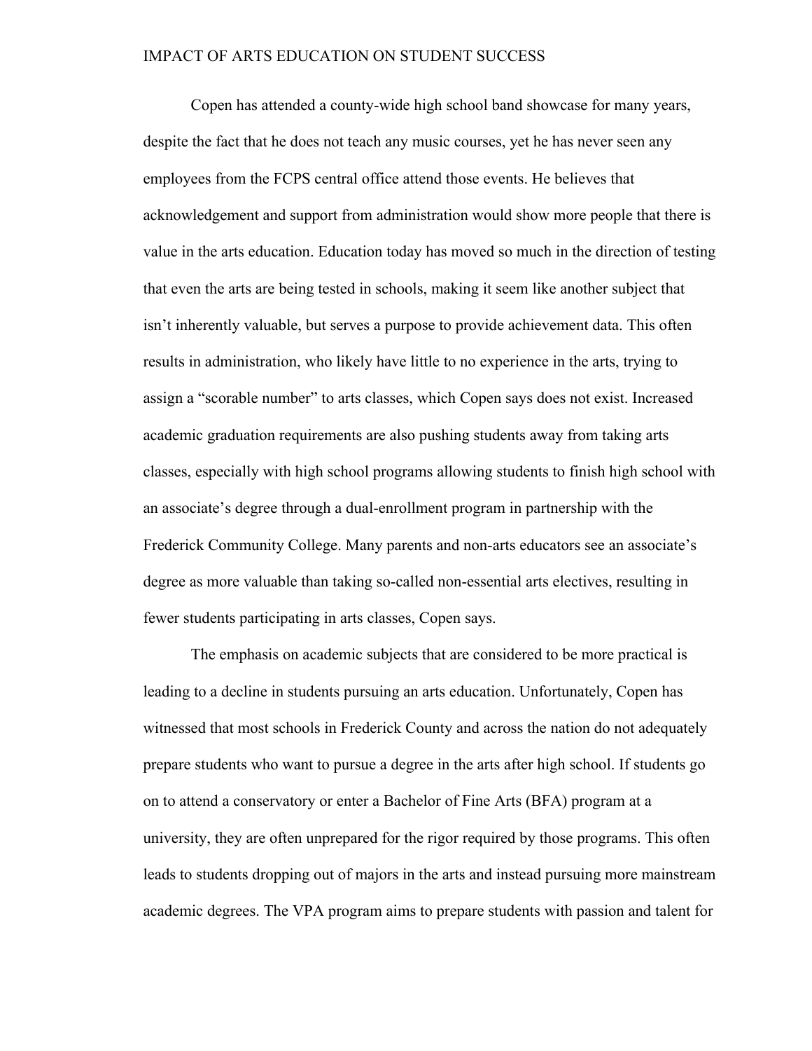Copen has attended a county-wide high school band showcase for many years, despite the fact that he does not teach any music courses, yet he has never seen any employees from the FCPS central office attend those events. He believes that acknowledgement and support from administration would show more people that there is value in the arts education. Education today has moved so much in the direction of testing that even the arts are being tested in schools, making it seem like another subject that isn't inherently valuable, but serves a purpose to provide achievement data. This often results in administration, who likely have little to no experience in the arts, trying to assign a "scorable number" to arts classes, which Copen says does not exist. Increased academic graduation requirements are also pushing students away from taking arts classes, especially with high school programs allowing students to finish high school with an associate's degree through a dual-enrollment program in partnership with the Frederick Community College. Many parents and non-arts educators see an associate's degree as more valuable than taking so-called non-essential arts electives, resulting in fewer students participating in arts classes, Copen says.

The emphasis on academic subjects that are considered to be more practical is leading to a decline in students pursuing an arts education. Unfortunately, Copen has witnessed that most schools in Frederick County and across the nation do not adequately prepare students who want to pursue a degree in the arts after high school. If students go on to attend a conservatory or enter a Bachelor of Fine Arts (BFA) program at a university, they are often unprepared for the rigor required by those programs. This often leads to students dropping out of majors in the arts and instead pursuing more mainstream academic degrees. The VPA program aims to prepare students with passion and talent for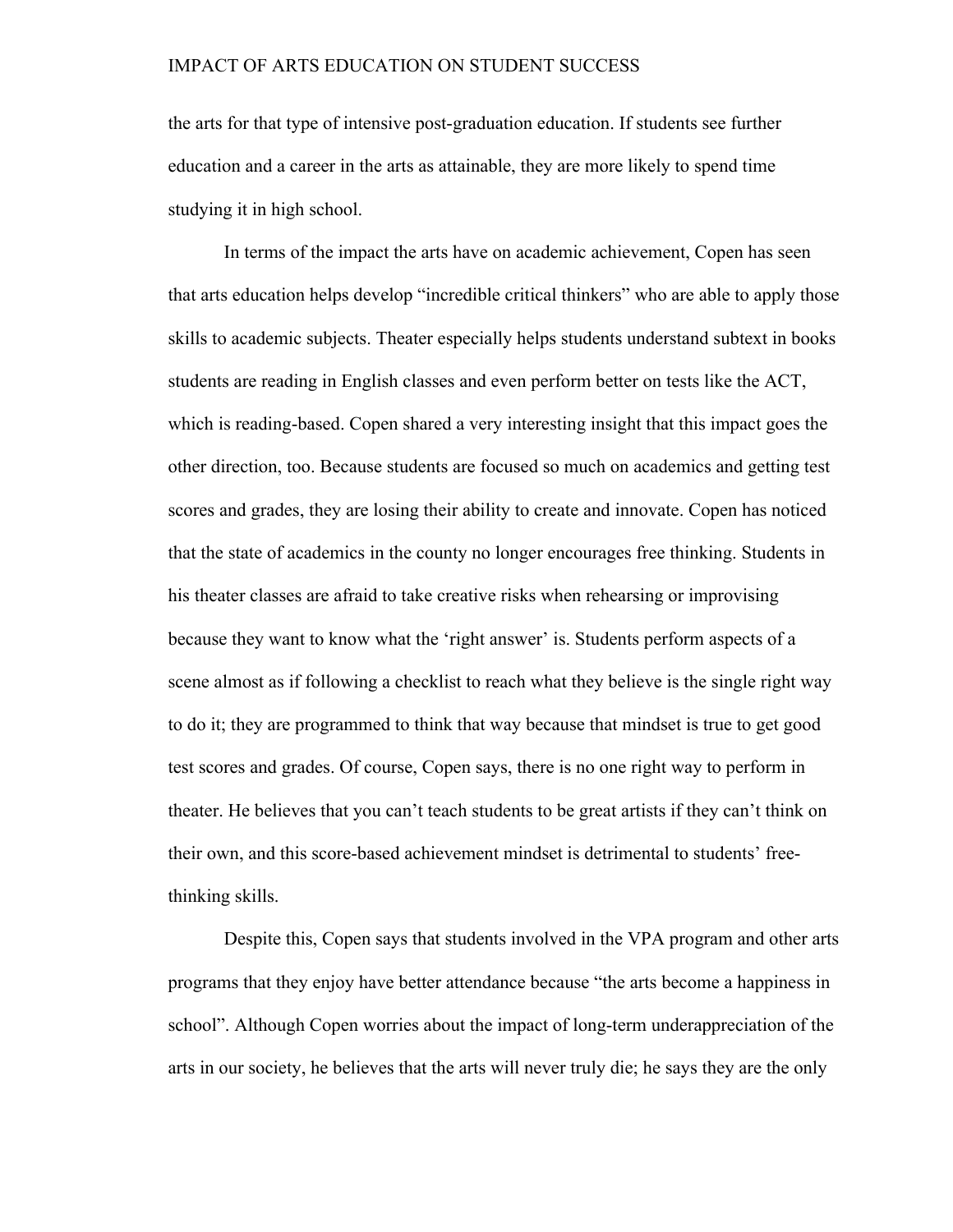the arts for that type of intensive post-graduation education. If students see further education and a career in the arts as attainable, they are more likely to spend time studying it in high school.

In terms of the impact the arts have on academic achievement, Copen has seen that arts education helps develop "incredible critical thinkers" who are able to apply those skills to academic subjects. Theater especially helps students understand subtext in books students are reading in English classes and even perform better on tests like the ACT, which is reading-based. Copen shared a very interesting insight that this impact goes the other direction, too. Because students are focused so much on academics and getting test scores and grades, they are losing their ability to create and innovate. Copen has noticed that the state of academics in the county no longer encourages free thinking. Students in his theater classes are afraid to take creative risks when rehearsing or improvising because they want to know what the 'right answer' is. Students perform aspects of a scene almost as if following a checklist to reach what they believe is the single right way to do it; they are programmed to think that way because that mindset is true to get good test scores and grades. Of course, Copen says, there is no one right way to perform in theater. He believes that you can't teach students to be great artists if they can't think on their own, and this score-based achievement mindset is detrimental to students' free-thinking skills.

Despite this, Copen says that students involved in the VPA program and other arts programs that they enjoy have better attendance because "the arts become a happiness in school". Although Copen worries about the impact of long-term underappreciation of the arts in our society, he believes that the arts will never truly die; he says they are the only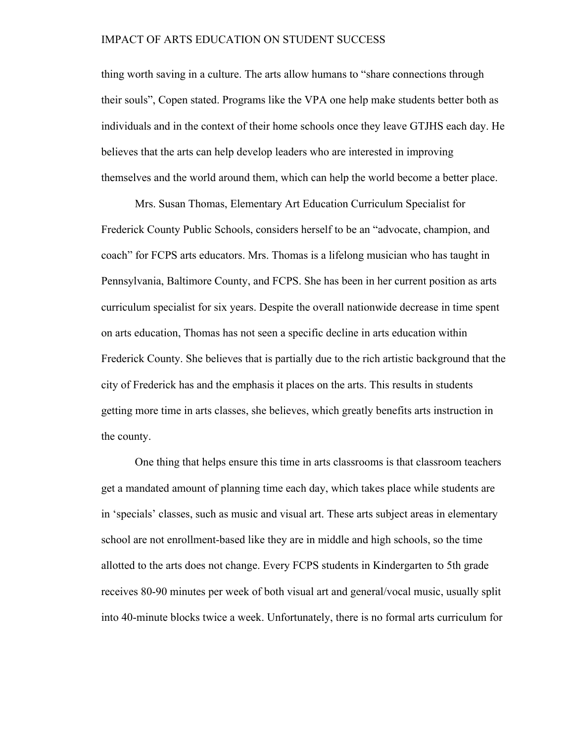thing worth saving in a culture. The arts allow humans to "share connections through their souls", Copen stated. Programs like the VPA one help make students better both as individuals and in the context of their home schools once they leave GTJHS each day. He believes that the arts can help develop leaders who are interested in improving themselves and the world around them, which can help the world become a better place.

Mrs. Susan Thomas, Elementary Art Education Curriculum Specialist for Frederick County Public Schools, considers herself to be an "advocate, champion, and coach" for FCPS arts educators. Mrs. Thomas is a lifelong musician who has taught in Pennsylvania, Baltimore County, and FCPS. She has been in her current position as arts curriculum specialist for six years. Despite the overall nationwide decrease in time spent on arts education, Thomas has not seen a specific decline in arts education within Frederick County. She believes that is partially due to the rich artistic background that the city of Frederick has and the emphasis it places on the arts. This results in students getting more time in arts classes, she believes, which greatly benefits arts instruction in the county.

One thing that helps ensure this time in arts classrooms is that classroom teachers get a mandated amount of planning time each day, which takes place while students are in 'specials' classes, such as music and visual art. These arts subject areas in elementary school are not enrollment-based like they are in middle and high schools, so the time allotted to the arts does not change. Every FCPS students in Kindergarten to 5th grade receives 80-90 minutes per week of both visual art and general/vocal music, usually split into 40-minute blocks twice a week. Unfortunately, there is no formal arts curriculum for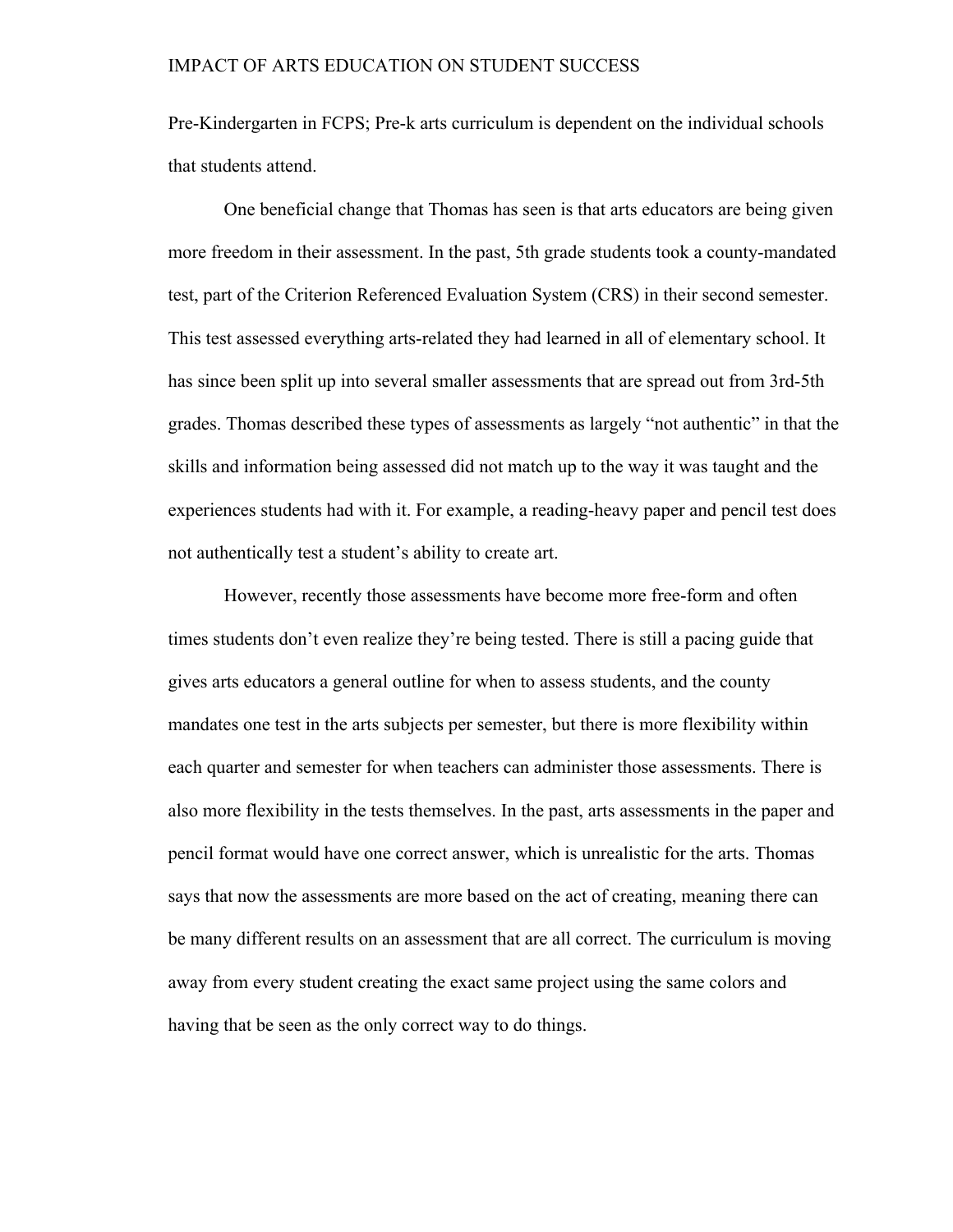Pre-Kindergarten in FCPS; Pre-k arts curriculum is dependent on the individual schools that students attend.

One beneficial change that Thomas has seen is that arts educators are being given more freedom in their assessment. In the past, 5th grade students took a county-mandated test, part of the Criterion Referenced Evaluation System (CRS) in their second semester. This test assessed everything arts-related they had learned in all of elementary school. It has since been split up into several smaller assessments that are spread out from 3rd-5th grades. Thomas described these types of assessments as largely "not authentic" in that the skills and information being assessed did not match up to the way it was taught and the experiences students had with it. For example, a reading-heavy paper and pencil test does not authentically test a student's ability to create art.

However, recently those assessments have become more free-form and often times students don't even realize they're being tested. There is still a pacing guide that gives arts educators a general outline for when to assess students, and the county mandates one test in the arts subjects per semester, but there is more flexibility within each quarter and semester for when teachers can administer those assessments. There is also more flexibility in the tests themselves. In the past, arts assessments in the paper and pencil format would have one correct answer, which is unrealistic for the arts. Thomas says that now the assessments are more based on the act of creating, meaning there can be many different results on an assessment that are all correct. The curriculum is moving away from every student creating the exact same project using the same colors and having that be seen as the only correct way to do things.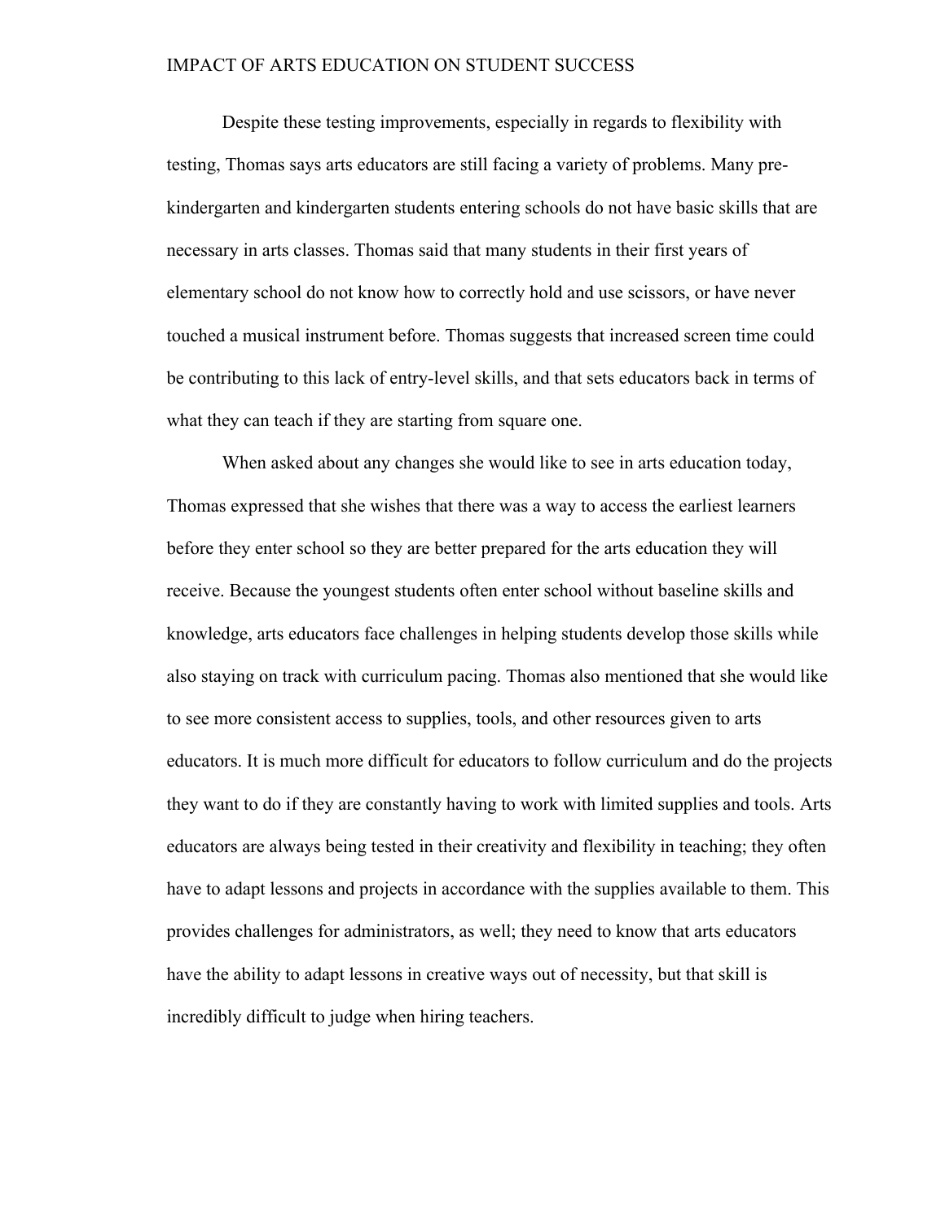Despite these testing improvements, especially in regards to flexibility with testing, Thomas says arts educators are still facing a variety of problems. Many pre-kindergarten and kindergarten students entering schools do not have basic skills that are necessary in arts classes. Thomas said that many students in their first years of elementary school do not know how to correctly hold and use scissors, or have never touched a musical instrument before. Thomas suggests that increased screen time could be contributing to this lack of entry-level skills, and that sets educators back in terms of what they can teach if they are starting from square one.

When asked about any changes she would like to see in arts education today, Thomas expressed that she wishes that there was a way to access the earliest learners before they enter school so they are better prepared for the arts education they will receive. Because the youngest students often enter school without baseline skills and knowledge, arts educators face challenges in helping students develop those skills while also staying on track with curriculum pacing. Thomas also mentioned that she would like to see more consistent access to supplies, tools, and other resources given to arts educators. It is much more difficult for educators to follow curriculum and do the projects they want to do if they are constantly having to work with limited supplies and tools. Arts educators are always being tested in their creativity and flexibility in teaching; they often have to adapt lessons and projects in accordance with the supplies available to them. This provides challenges for administrators, as well; they need to know that arts educators have the ability to adapt lessons in creative ways out of necessity, but that skill is incredibly difficult to judge when hiring teachers.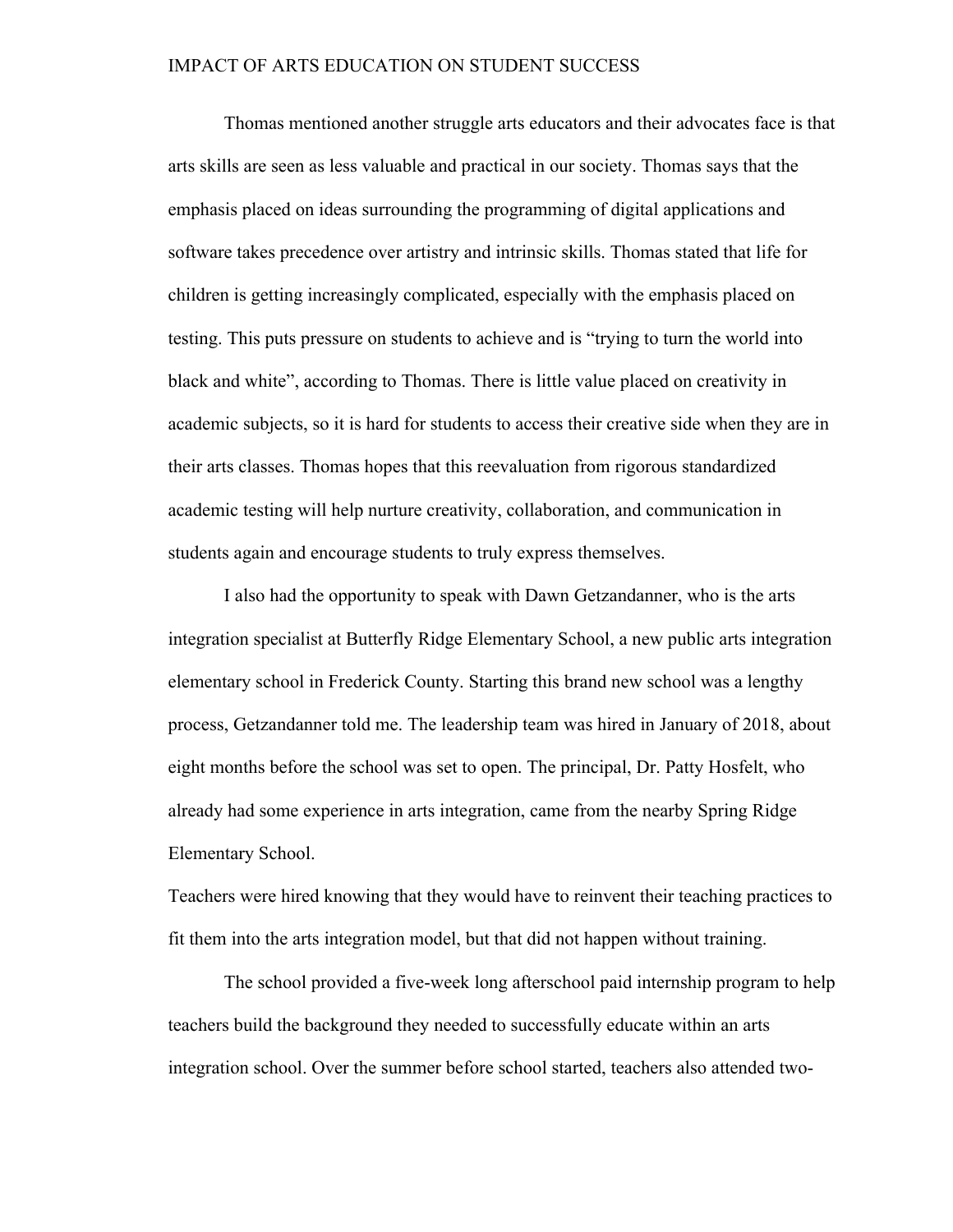Thomas mentioned another struggle arts educators and their advocates face is that arts skills are seen as less valuable and practical in our society. Thomas says that the emphasis placed on ideas surrounding the programming of digital applications and software takes precedence over artistry and intrinsic skills. Thomas stated that life for children is getting increasingly complicated, especially with the emphasis placed on testing. This puts pressure on students to achieve and is "trying to turn the world into black and white", according to Thomas. There is little value placed on creativity in academic subjects, so it is hard for students to access their creative side when they are in their arts classes. Thomas hopes that this reevaluation from rigorous standardized academic testing will help nurture creativity, collaboration, and communication in students again and encourage students to truly express themselves.

I also had the opportunity to speak with Dawn Getzandanner, who is the arts integration specialist at Butterfly Ridge Elementary School, a new public arts integration elementary school in Frederick County. Starting this brand new school was a lengthy process, Getzandanner told me. The leadership team was hired in January of 2018, about eight months before the school was set to open. The principal, Dr. Patty Hosfelt, who already had some experience in arts integration, came from the nearby Spring Ridge Elementary School.

Teachers were hired knowing that they would have to reinvent their teaching practices to fit them into the arts integration model, but that did not happen without training.

The school provided a five-week long afterschool paid internship program to help teachers build the background they needed to successfully educate within an arts integration school. Over the summer before school started, teachers also attended two-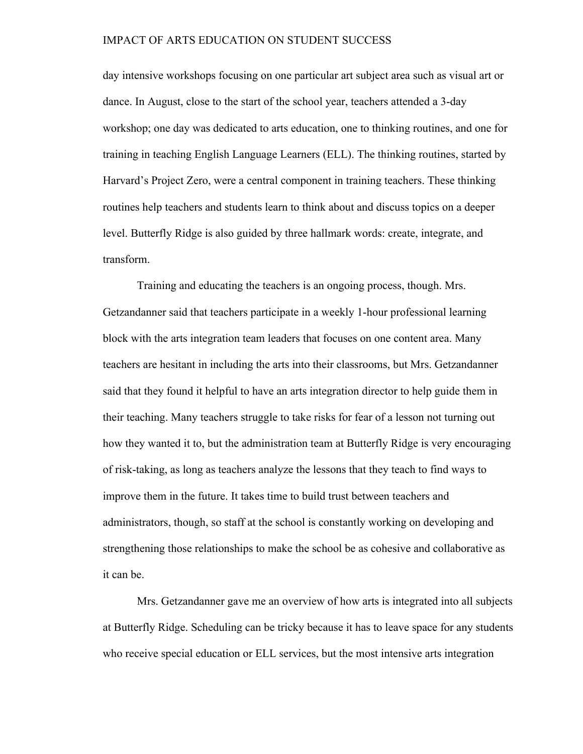day intensive workshops focusing on one particular art subject area such as visual art or dance. In August, close to the start of the school year, teachers attended a 3-day workshop; one day was dedicated to arts education, one to thinking routines, and one for training in teaching English Language Learners (ELL). The thinking routines, started by Harvard's Project Zero, were a central component in training teachers. These thinking routines help teachers and students learn to think about and discuss topics on a deeper level. Butterfly Ridge is also guided by three hallmark words: create, integrate, and transform.

Training and educating the teachers is an ongoing process, though. Mrs. Getzandanner said that teachers participate in a weekly 1-hour professional learning block with the arts integration team leaders that focuses on one content area. Many teachers are hesitant in including the arts into their classrooms, but Mrs. Getzandanner said that they found it helpful to have an arts integration director to help guide them in their teaching. Many teachers struggle to take risks for fear of a lesson not turning out how they wanted it to, but the administration team at Butterfly Ridge is very encouraging of risk-taking, as long as teachers analyze the lessons that they teach to find ways to improve them in the future. It takes time to build trust between teachers and administrators, though, so staff at the school is constantly working on developing and strengthening those relationships to make the school be as cohesive and collaborative as it can be.

Mrs. Getzandanner gave me an overview of how arts is integrated into all subjects at Butterfly Ridge. Scheduling can be tricky because it has to leave space for any students who receive special education or ELL services, but the most intensive arts integration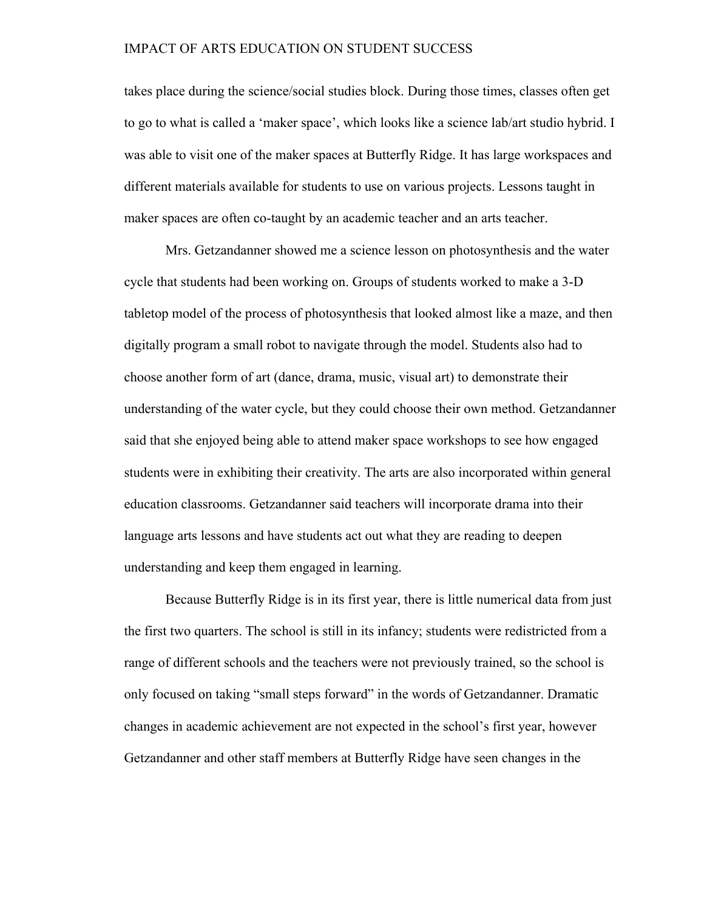takes place during the science/social studies block. During those times, classes often get to go to what is called a ‘maker space’, which looks like a science lab/art studio hybrid. I was able to visit one of the maker spaces at Butterfly Ridge. It has large workspaces and different materials available for students to use on various projects. Lessons taught in maker spaces are often co-taught by an academic teacher and an arts teacher.

Mrs. Getzandanner showed me a science lesson on photosynthesis and the water cycle that students had been working on. Groups of students worked to make a 3-D tabletop model of the process of photosynthesis that looked almost like a maze, and then digitally program a small robot to navigate through the model. Students also had to choose another form of art (dance, drama, music, visual art) to demonstrate their understanding of the water cycle, but they could choose their own method. Getzandanner said that she enjoyed being able to attend maker space workshops to see how engaged students were in exhibiting their creativity. The arts are also incorporated within general education classrooms. Getzandanner said teachers will incorporate drama into their language arts lessons and have students act out what they are reading to deepen understanding and keep them engaged in learning.

Because Butterfly Ridge is in its first year, there is little numerical data from just the first two quarters. The school is still in its infancy; students were redistricted from a range of different schools and the teachers were not previously trained, so the school is only focused on taking “small steps forward” in the words of Getzandanner. Dramatic changes in academic achievement are not expected in the school’s first year, however Getzandanner and other staff members at Butterfly Ridge have seen changes in the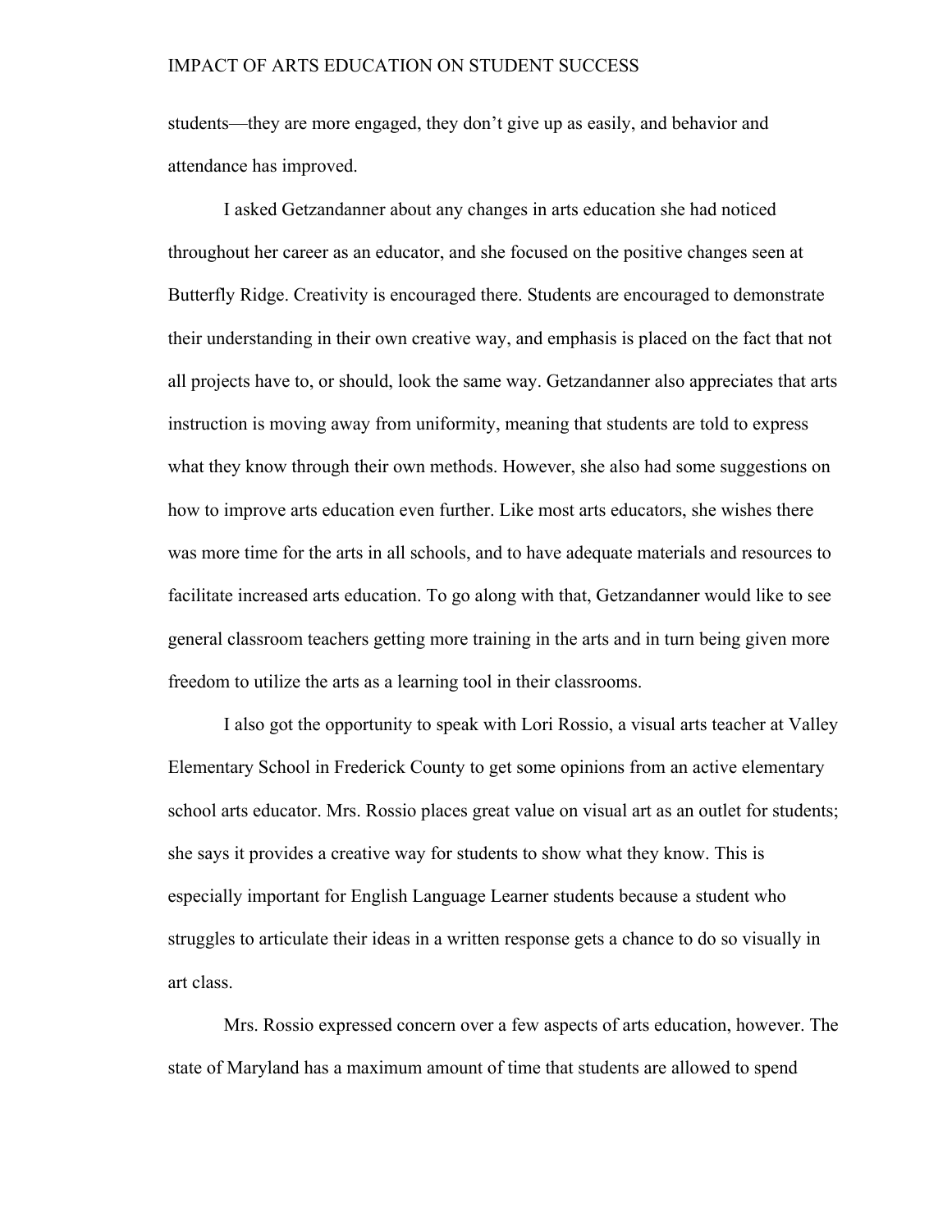students—they are more engaged, they don't give up as easily, and behavior and attendance has improved.

I asked Getzandanner about any changes in arts education she had noticed throughout her career as an educator, and she focused on the positive changes seen at Butterfly Ridge. Creativity is encouraged there. Students are encouraged to demonstrate their understanding in their own creative way, and emphasis is placed on the fact that not all projects have to, or should, look the same way. Getzandanner also appreciates that arts instruction is moving away from uniformity, meaning that students are told to express what they know through their own methods. However, she also had some suggestions on how to improve arts education even further. Like most arts educators, she wishes there was more time for the arts in all schools, and to have adequate materials and resources to facilitate increased arts education. To go along with that, Getzandanner would like to see general classroom teachers getting more training in the arts and in turn being given more freedom to utilize the arts as a learning tool in their classrooms.

I also got the opportunity to speak with Lori Rossio, a visual arts teacher at Valley Elementary School in Frederick County to get some opinions from an active elementary school arts educator. Mrs. Rossio places great value on visual art as an outlet for students; she says it provides a creative way for students to show what they know. This is especially important for English Language Learner students because a student who struggles to articulate their ideas in a written response gets a chance to do so visually in art class.

Mrs. Rossio expressed concern over a few aspects of arts education, however. The state of Maryland has a maximum amount of time that students are allowed to spend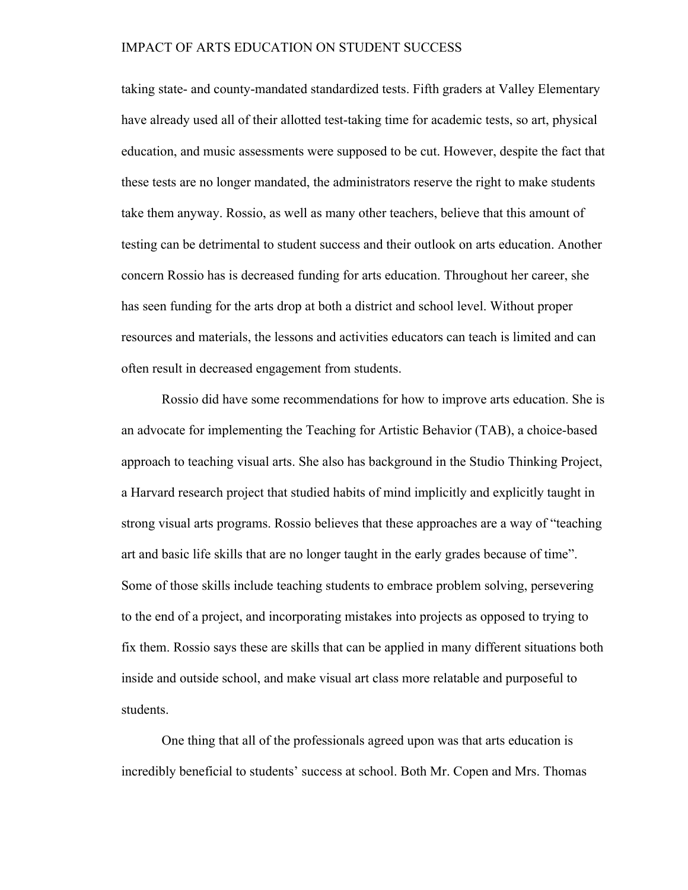taking state- and county-mandated standardized tests. Fifth graders at Valley Elementary have already used all of their allotted test-taking time for academic tests, so art, physical education, and music assessments were supposed to be cut. However, despite the fact that these tests are no longer mandated, the administrators reserve the right to make students take them anyway. Rossio, as well as many other teachers, believe that this amount of testing can be detrimental to student success and their outlook on arts education. Another concern Rossio has is decreased funding for arts education. Throughout her career, she has seen funding for the arts drop at both a district and school level. Without proper resources and materials, the lessons and activities educators can teach is limited and can often result in decreased engagement from students.

Rossio did have some recommendations for how to improve arts education. She is an advocate for implementing the Teaching for Artistic Behavior (TAB), a choice-based approach to teaching visual arts. She also has background in the Studio Thinking Project, a Harvard research project that studied habits of mind implicitly and explicitly taught in strong visual arts programs. Rossio believes that these approaches are a way of "teaching art and basic life skills that are no longer taught in the early grades because of time". Some of those skills include teaching students to embrace problem solving, persevering to the end of a project, and incorporating mistakes into projects as opposed to trying to fix them. Rossio says these are skills that can be applied in many different situations both inside and outside school, and make visual art class more relatable and purposeful to students.

One thing that all of the professionals agreed upon was that arts education is incredibly beneficial to students' success at school. Both Mr. Copen and Mrs. Thomas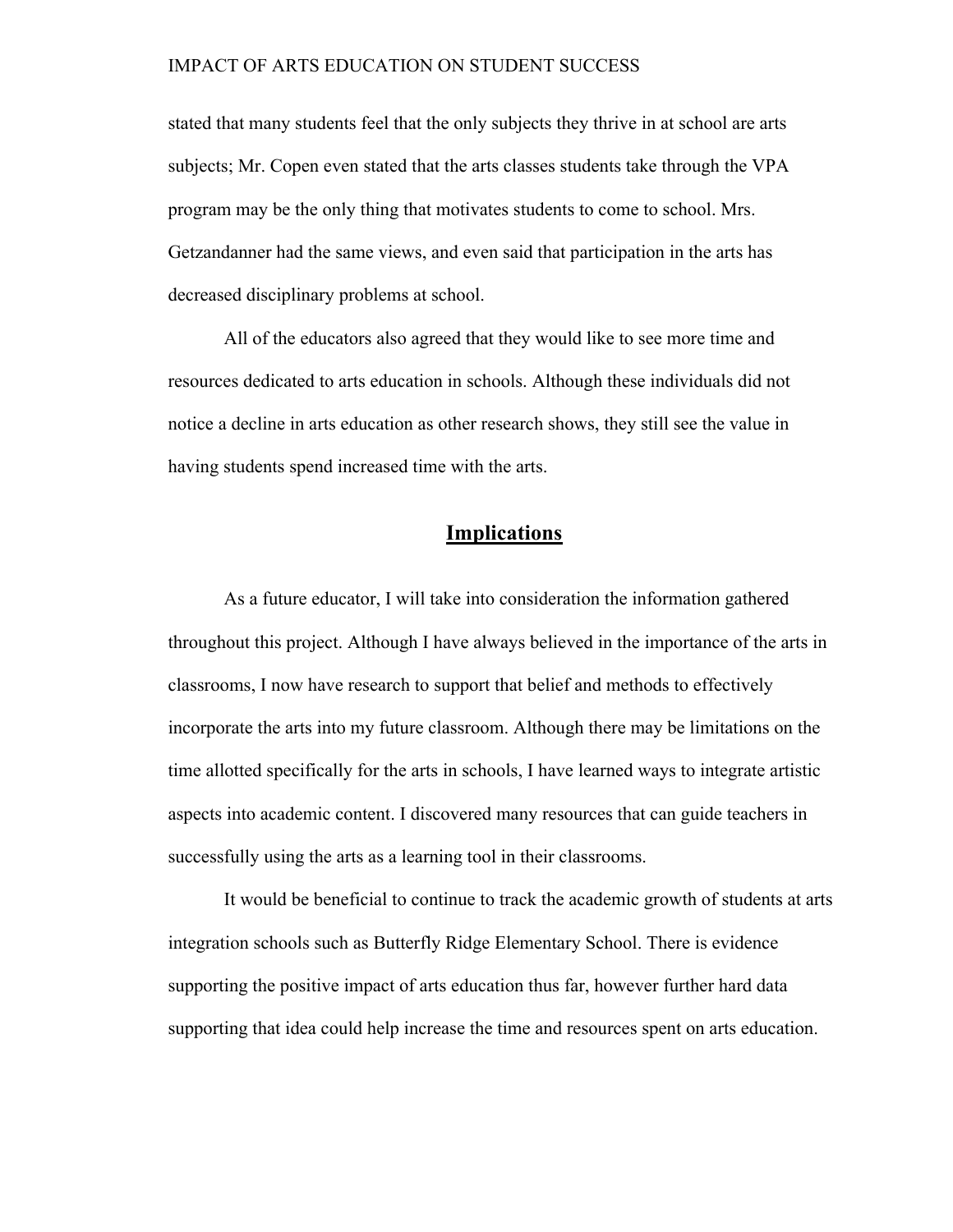stated that many students feel that the only subjects they thrive in at school are arts subjects; Mr. Copen even stated that the arts classes students take through the VPA program may be the only thing that motivates students to come to school. Mrs. Getzandanner had the same views, and even said that participation in the arts has decreased disciplinary problems at school.

All of the educators also agreed that they would like to see more time and resources dedicated to arts education in schools. Although these individuals did not notice a decline in arts education as other research shows, they still see the value in having students spend increased time with the arts.

## Implications

As a future educator, I will take into consideration the information gathered throughout this project. Although I have always believed in the importance of the arts in classrooms, I now have research to support that belief and methods to effectively incorporate the arts into my future classroom. Although there may be limitations on the time allotted specifically for the arts in schools, I have learned ways to integrate artistic aspects into academic content. I discovered many resources that can guide teachers in successfully using the arts as a learning tool in their classrooms.

It would be beneficial to continue to track the academic growth of students at arts integration schools such as Butterfly Ridge Elementary School. There is evidence supporting the positive impact of arts education thus far, however further hard data supporting that idea could help increase the time and resources spent on arts education.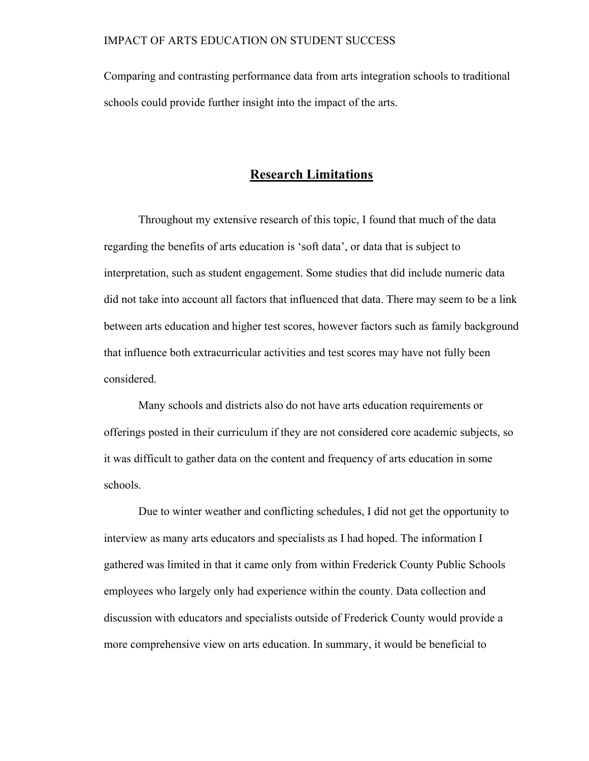Comparing and contrasting performance data from arts integration schools to traditional schools could provide further insight into the impact of the arts.

## **Research Limitations**

Throughout my extensive research of this topic, I found that much of the data regarding the benefits of arts education is 'soft data', or data that is subject to interpretation, such as student engagement. Some studies that did include numeric data did not take into account all factors that influenced that data. There may seem to be a link between arts education and higher test scores, however factors such as family background that influence both extracurricular activities and test scores may have not fully been considered.

Many schools and districts also do not have arts education requirements or offerings posted in their curriculum if they are not considered core academic subjects, so it was difficult to gather data on the content and frequency of arts education in some schools.

Due to winter weather and conflicting schedules, I did not get the opportunity to interview as many arts educators and specialists as I had hoped. The information I gathered was limited in that it came only from within Frederick County Public Schools employees who largely only had experience within the county. Data collection and discussion with educators and specialists outside of Frederick County would provide a more comprehensive view on arts education. In summary, it would be beneficial to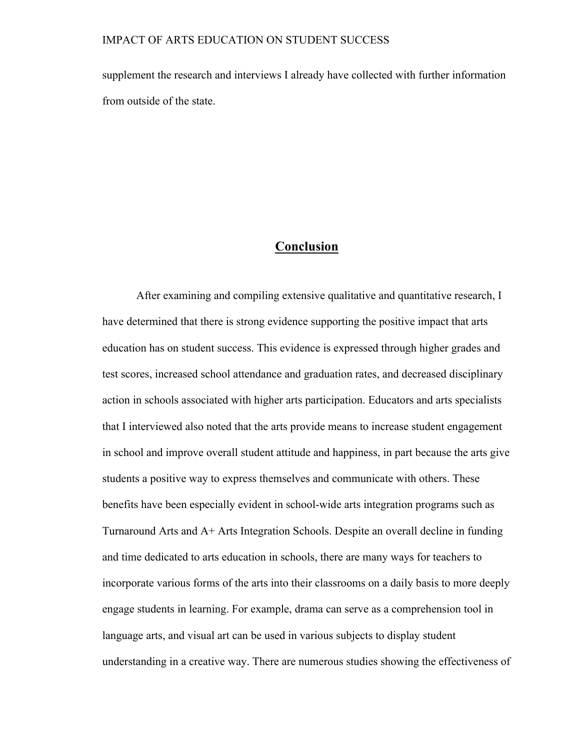supplement the research and interviews I already have collected with further information from outside of the state.

## Conclusion

After examining and compiling extensive qualitative and quantitative research, I have determined that there is strong evidence supporting the positive impact that arts education has on student success. This evidence is expressed through higher grades and test scores, increased school attendance and graduation rates, and decreased disciplinary action in schools associated with higher arts participation. Educators and arts specialists that I interviewed also noted that the arts provide means to increase student engagement in school and improve overall student attitude and happiness, in part because the arts give students a positive way to express themselves and communicate with others. These benefits have been especially evident in school-wide arts integration programs such as Turnaround Arts and A+ Arts Integration Schools. Despite an overall decline in funding and time dedicated to arts education in schools, there are many ways for teachers to incorporate various forms of the arts into their classrooms on a daily basis to more deeply engage students in learning. For example, drama can serve as a comprehension tool in language arts, and visual art can be used in various subjects to display student understanding in a creative way. There are numerous studies showing the effectiveness of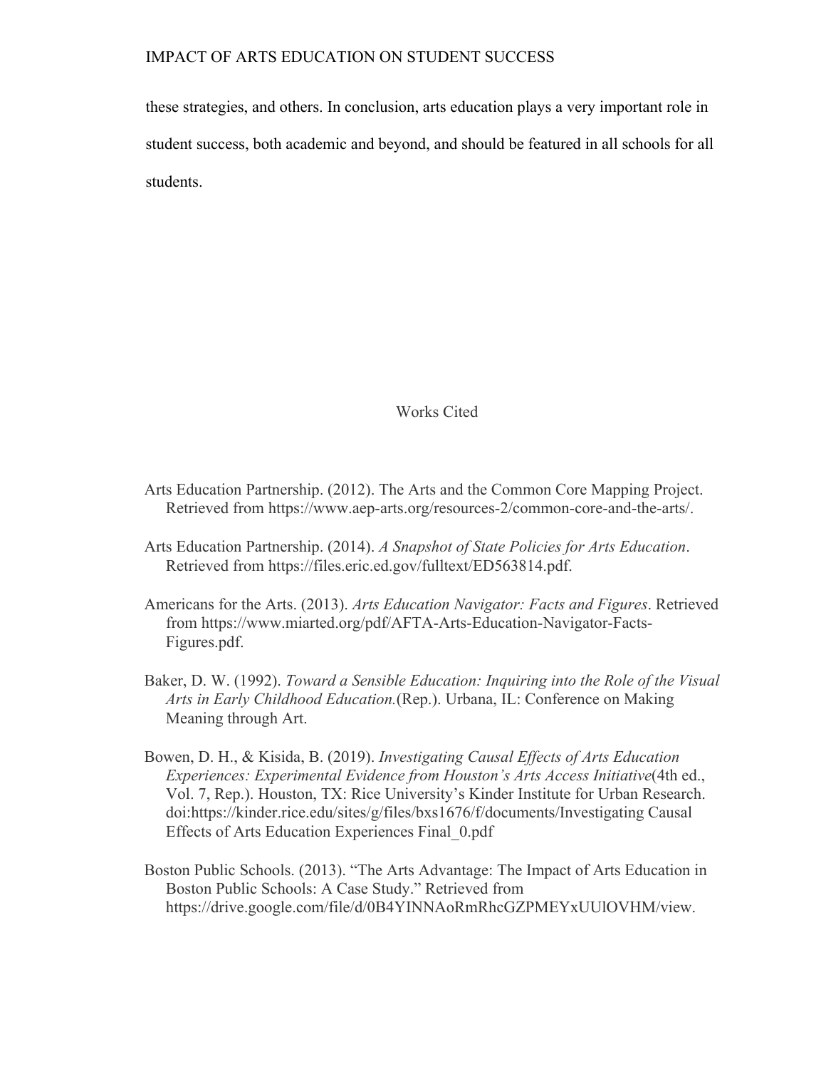these strategies, and others. In conclusion, arts education plays a very important role in student success, both academic and beyond, and should be featured in all schools for all students.

## Works Cited

Arts Education Partnership. (2012). The Arts and the Common Core Mapping Project. Retrieved from https://www.aep-arts.org/resources-2/common-core-and-the-arts/.

Arts Education Partnership. (2014). *A Snapshot of State Policies for Arts Education*. Retrieved from https://files.eric.ed.gov/fulltext/ED563814.pdf.

Americans for the Arts. (2013). *Arts Education Navigator: Facts and Figures*. Retrieved from https://www.miarted.org/pdf/AFTA-Arts-Education-Navigator-Facts-Figures.pdf.

Baker, D. W. (1992). *Toward a Sensible Education: Inquiring into the Role of the Visual Arts in Early Childhood Education.*(Rep.). Urbana, IL: Conference on Making Meaning through Art.

Bowen, D. H., & Kisida, B. (2019). *Investigating Causal Effects of Arts Education Experiences: Experimental Evidence from Houston's Arts Access Initiative*(4th ed., Vol. 7, Rep.). Houston, TX: Rice University's Kinder Institute for Urban Research. doi:https://kinder.rice.edu/sites/g/files/bxs1676/f/documents/Investigating Causal Effects of Arts Education Experiences Final_0.pdf

Boston Public Schools. (2013). "The Arts Advantage: The Impact of Arts Education in Boston Public Schools: A Case Study." Retrieved from https://drive.google.com/file/d/0B4YINNAoRmRhcGZPMEYxUUlOVHM/view.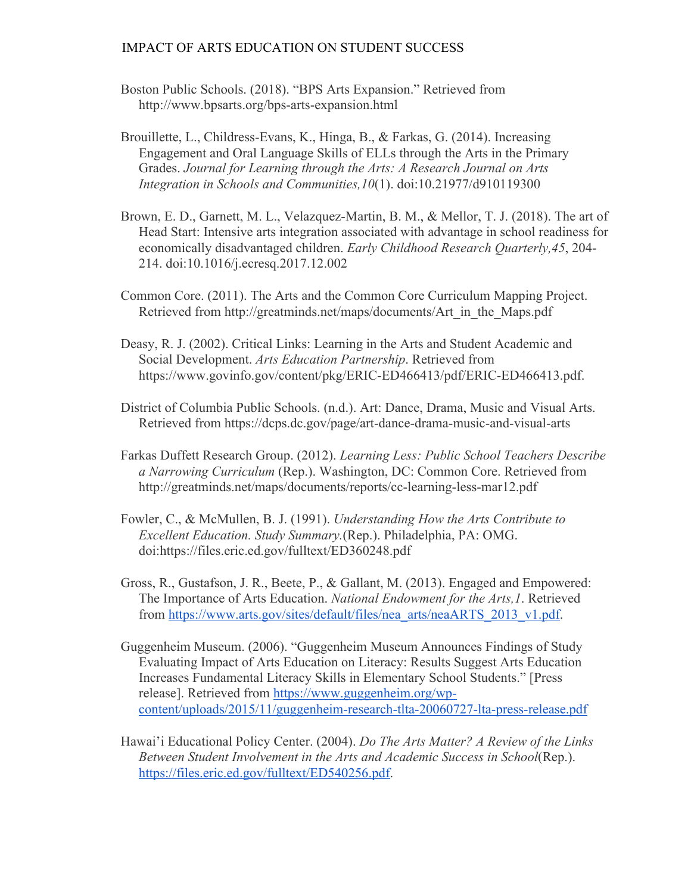Boston Public Schools. (2018). "BPS Arts Expansion." Retrieved from http://www.bpsarts.org/bps-arts-expansion.html

Brouillette, L., Childress-Evans, K., Hinga, B., & Farkas, G. (2014). Increasing Engagement and Oral Language Skills of ELLs through the Arts in the Primary Grades. *Journal for Learning through the Arts: A Research Journal on Arts Integration in Schools and Communities,10*(1). doi:10.21977/d910119300

Brown, E. D., Garnett, M. L., Velazquez-Martin, B. M., & Mellor, T. J. (2018). The art of Head Start: Intensive arts integration associated with advantage in school readiness for economically disadvantaged children. *Early Childhood Research Quarterly,45*, 204-214. doi:10.1016/j.ecresq.2017.12.002

Common Core. (2011). The Arts and the Common Core Curriculum Mapping Project. Retrieved from http://greatminds.net/maps/documents/Art_in_the_Maps.pdf

Deasy, R. J. (2002). Critical Links: Learning in the Arts and Student Academic and Social Development. *Arts Education Partnership*. Retrieved from https://www.govinfo.gov/content/pkg/ERIC-ED466413/pdf/ERIC-ED466413.pdf.

District of Columbia Public Schools. (n.d.). Art: Dance, Drama, Music and Visual Arts. Retrieved from https://dcps.dc.gov/page/art-dance-drama-music-and-visual-arts

Farkas Duffett Research Group. (2012). *Learning Less: Public School Teachers Describe a Narrowing Curriculum* (Rep.). Washington, DC: Common Core. Retrieved from http://greatminds.net/maps/documents/reports/cc-learning-less-mar12.pdf

Fowler, C., & McMullen, B. J. (1991). *Understanding How the Arts Contribute to Excellent Education. Study Summary.*(Rep.). Philadelphia, PA: OMG. doi:https://files.eric.ed.gov/fulltext/ED360248.pdf

Gross, R., Gustafson, J. R., Beete, P., & Gallant, M. (2013). Engaged and Empowered: The Importance of Arts Education. *National Endowment for the Arts,1*. Retrieved from https://www.arts.gov/sites/default/files/nea_arts/neaARTS_2013_v1.pdf.

Guggenheim Museum. (2006). "Guggenheim Museum Announces Findings of Study Evaluating Impact of Arts Education on Literacy: Results Suggest Arts Education Increases Fundamental Literacy Skills in Elementary School Students." [Press release]. Retrieved from https://www.guggenheim.org/wp-content/uploads/2015/11/guggenheim-research-tlta-20060727-lta-press-release.pdf

Hawai'i Educational Policy Center. (2004). *Do The Arts Matter? A Review of the Links Between Student Involvement in the Arts and Academic Success in School*(Rep.). https://files.eric.ed.gov/fulltext/ED540256.pdf.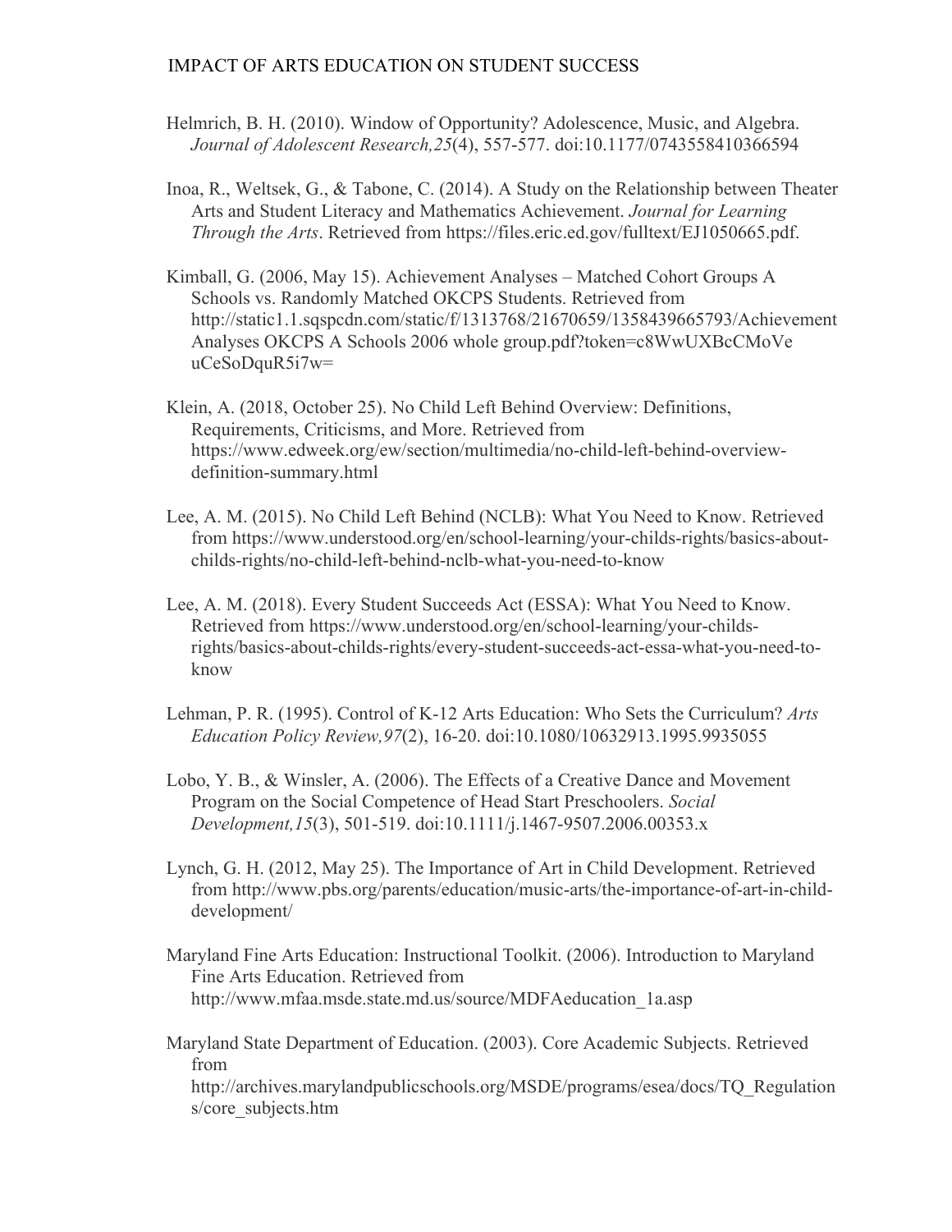Helmrich, B. H. (2010). Window of Opportunity? Adolescence, Music, and Algebra. *Journal of Adolescent Research,25*(4), 557-577. doi:10.1177/0743558410366594

Inoa, R., Weltsek, G., & Tabone, C. (2014). A Study on the Relationship between Theater Arts and Student Literacy and Mathematics Achievement. *Journal for Learning Through the Arts*. Retrieved from https://files.eric.ed.gov/fulltext/EJ1050665.pdf.

Kimball, G. (2006, May 15). Achievement Analyses – Matched Cohort Groups A Schools vs. Randomly Matched OKCPS Students. Retrieved from http://static1.1.sqspcdn.com/static/f/1313768/21670659/1358439665793/Achievement Analyses OKCPS A Schools 2006 whole group.pdf?token=c8WwUXBcCMoVe uCeSoDquR5i7w=

Klein, A. (2018, October 25). No Child Left Behind Overview: Definitions, Requirements, Criticisms, and More. Retrieved from https://www.edweek.org/ew/section/multimedia/no-child-left-behind-overview-definition-summary.html

Lee, A. M. (2015). No Child Left Behind (NCLB): What You Need to Know. Retrieved from https://www.understood.org/en/school-learning/your-childs-rights/basics-about-childs-rights/no-child-left-behind-nclb-what-you-need-to-know

Lee, A. M. (2018). Every Student Succeeds Act (ESSA): What You Need to Know. Retrieved from https://www.understood.org/en/school-learning/your-childs-rights/basics-about-childs-rights/every-student-succeeds-act-essa-what-you-need-to-know

Lehman, P. R. (1995). Control of K-12 Arts Education: Who Sets the Curriculum? *Arts Education Policy Review,97*(2), 16-20. doi:10.1080/10632913.1995.9935055

Lobo, Y. B., & Winsler, A. (2006). The Effects of a Creative Dance and Movement Program on the Social Competence of Head Start Preschoolers. *Social Development,15*(3), 501-519. doi:10.1111/j.1467-9507.2006.00353.x

Lynch, G. H. (2012, May 25). The Importance of Art in Child Development. Retrieved from http://www.pbs.org/parents/education/music-arts/the-importance-of-art-in-child-development/

Maryland Fine Arts Education: Instructional Toolkit. (2006). Introduction to Maryland Fine Arts Education. Retrieved from http://www.mfaa.msde.state.md.us/source/MDFAeducation_1a.asp

Maryland State Department of Education. (2003). Core Academic Subjects. Retrieved from http://archives.marylandpublicschools.org/MSDE/programs/esea/docs/TQ_Regulations/core_subjects.htm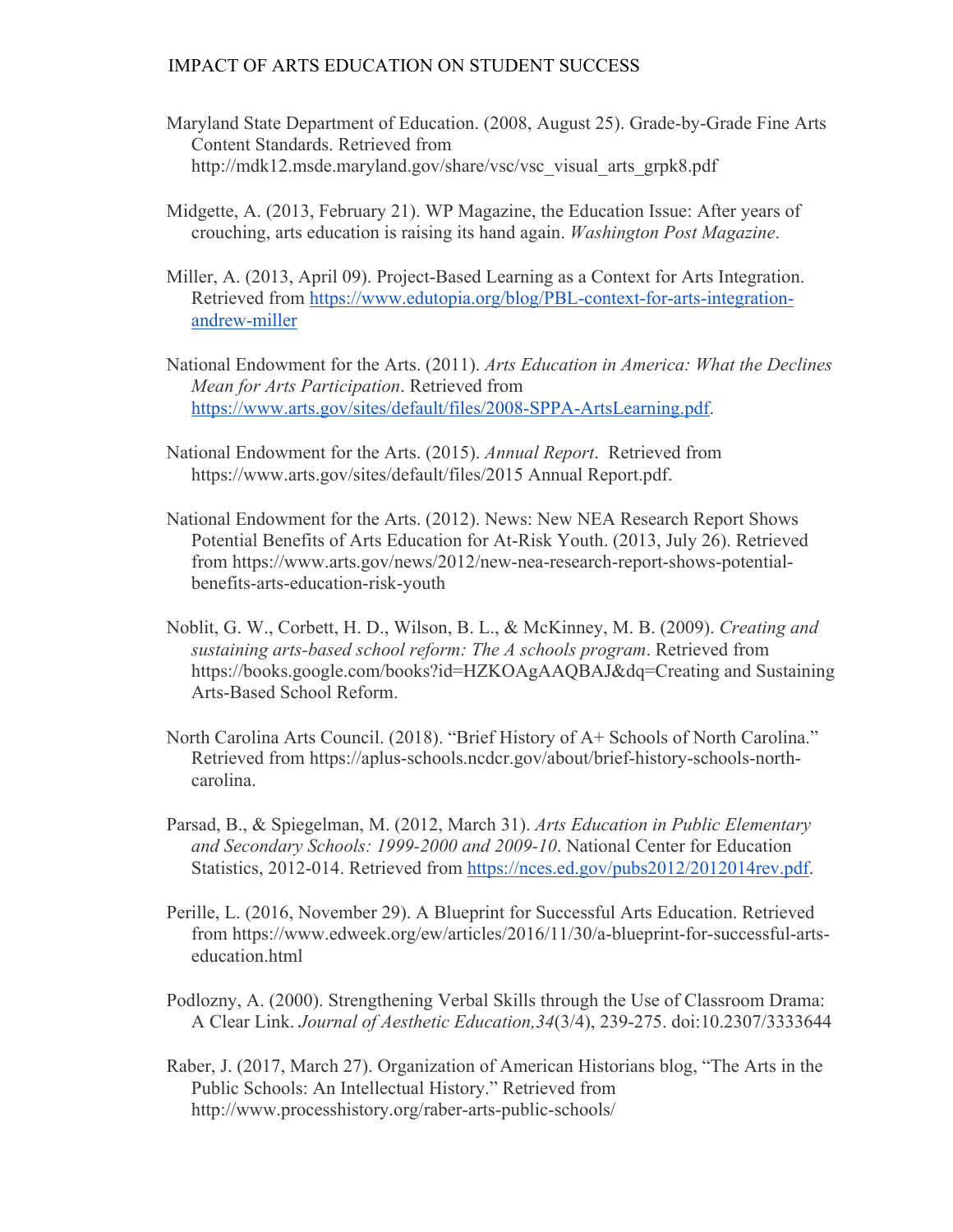Maryland State Department of Education. (2008, August 25). Grade-by-Grade Fine Arts Content Standards. Retrieved from http://mdk12.msde.maryland.gov/share/vsc/vsc_visual_arts_grpk8.pdf

Midgette, A. (2013, February 21). WP Magazine, the Education Issue: After years of crouching, arts education is raising its hand again. *Washington Post Magazine*.

Miller, A. (2013, April 09). Project-Based Learning as a Context for Arts Integration. Retrieved from https://www.edutopia.org/blog/PBL-context-for-arts-integration-andrew-miller

National Endowment for the Arts. (2011). *Arts Education in America: What the Declines Mean for Arts Participation*. Retrieved from https://www.arts.gov/sites/default/files/2008-SPPA-ArtsLearning.pdf.

National Endowment for the Arts. (2015). *Annual Report*. Retrieved from https://www.arts.gov/sites/default/files/2015 Annual Report.pdf.

National Endowment for the Arts. (2012). News: New NEA Research Report Shows Potential Benefits of Arts Education for At-Risk Youth. (2013, July 26). Retrieved from https://www.arts.gov/news/2012/new-nea-research-report-shows-potential-benefits-arts-education-risk-youth

Noblit, G. W., Corbett, H. D., Wilson, B. L., & McKinney, M. B. (2009). *Creating and sustaining arts-based school reform: The A schools program*. Retrieved from https://books.google.com/books?id=HZKOAgAAQBAJ&dq=Creating and Sustaining Arts-Based School Reform.

North Carolina Arts Council. (2018). "Brief History of A+ Schools of North Carolina." Retrieved from https://aplus-schools.ncdcr.gov/about/brief-history-schools-north-carolina.

Parsad, B., & Spiegelman, M. (2012, March 31). *Arts Education in Public Elementary and Secondary Schools: 1999-2000 and 2009-10*. National Center for Education Statistics, 2012-014. Retrieved from https://nces.ed.gov/pubs2012/2012014rev.pdf.

Perille, L. (2016, November 29). A Blueprint for Successful Arts Education. Retrieved from https://www.edweek.org/ew/articles/2016/11/30/a-blueprint-for-successful-arts-education.html

Podlozny, A. (2000). Strengthening Verbal Skills through the Use of Classroom Drama: A Clear Link. *Journal of Aesthetic Education,34*(3/4), 239-275. doi:10.2307/3333644

Raber, J. (2017, March 27). Organization of American Historians blog, "The Arts in the Public Schools: An Intellectual History." Retrieved from http://www.processhistory.org/raber-arts-public-schools/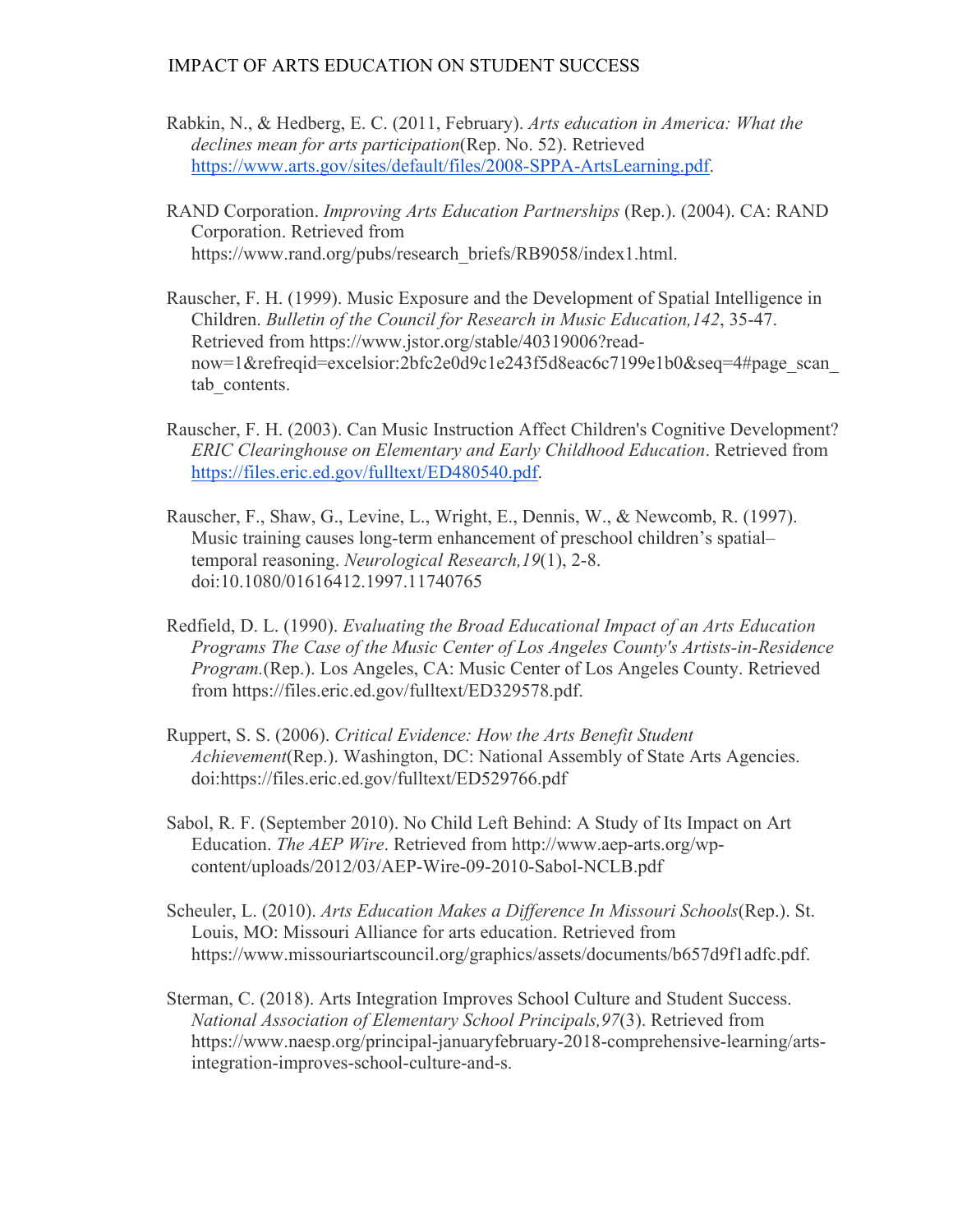Rabkin, N., & Hedberg, E. C. (2011, February). *Arts education in America: What the declines mean for arts participation*(Rep. No. 52). Retrieved https://www.arts.gov/sites/default/files/2008-SPPA-ArtsLearning.pdf.

RAND Corporation. *Improving Arts Education Partnerships* (Rep.). (2004). CA: RAND Corporation. Retrieved from https://www.rand.org/pubs/research_briefs/RB9058/index1.html.

Rauscher, F. H. (1999). Music Exposure and the Development of Spatial Intelligence in Children. *Bulletin of the Council for Research in Music Education,142*, 35-47. Retrieved from https://www.jstor.org/stable/40319006?read-now=1&refreqid=excelsior:2bfc2e0d9c1e243f5d8eac6c7199e1b0&seq=4#page_scan_tab_contents.

Rauscher, F. H. (2003). Can Music Instruction Affect Children's Cognitive Development? *ERIC Clearinghouse on Elementary and Early Childhood Education*. Retrieved from https://files.eric.ed.gov/fulltext/ED480540.pdf.

Rauscher, F., Shaw, G., Levine, L., Wright, E., Dennis, W., & Newcomb, R. (1997). Music training causes long-term enhancement of preschool children's spatial–temporal reasoning. *Neurological Research,19*(1), 2-8. doi:10.1080/01616412.1997.11740765

Redfield, D. L. (1990). *Evaluating the Broad Educational Impact of an Arts Education Programs The Case of the Music Center of Los Angeles County's Artists-in-Residence Program.*(Rep.). Los Angeles, CA: Music Center of Los Angeles County. Retrieved from https://files.eric.ed.gov/fulltext/ED329578.pdf.

Ruppert, S. S. (2006). *Critical Evidence: How the Arts Benefit Student Achievement*(Rep.). Washington, DC: National Assembly of State Arts Agencies. doi:https://files.eric.ed.gov/fulltext/ED529766.pdf

Sabol, R. F. (September 2010). No Child Left Behind: A Study of Its Impact on Art Education. *The AEP Wire*. Retrieved from http://www.aep-arts.org/wp-content/uploads/2012/03/AEP-Wire-09-2010-Sabol-NCLB.pdf

Scheuler, L. (2010). *Arts Education Makes a Difference In Missouri Schools*(Rep.). St. Louis, MO: Missouri Alliance for arts education. Retrieved from https://www.missouriartscouncil.org/graphics/assets/documents/b657d9f1adfc.pdf.

Sterman, C. (2018). Arts Integration Improves School Culture and Student Success. *National Association of Elementary School Principals,97*(3). Retrieved from https://www.naesp.org/principal-januaryfebruary-2018-comprehensive-learning/arts-integration-improves-school-culture-and-s.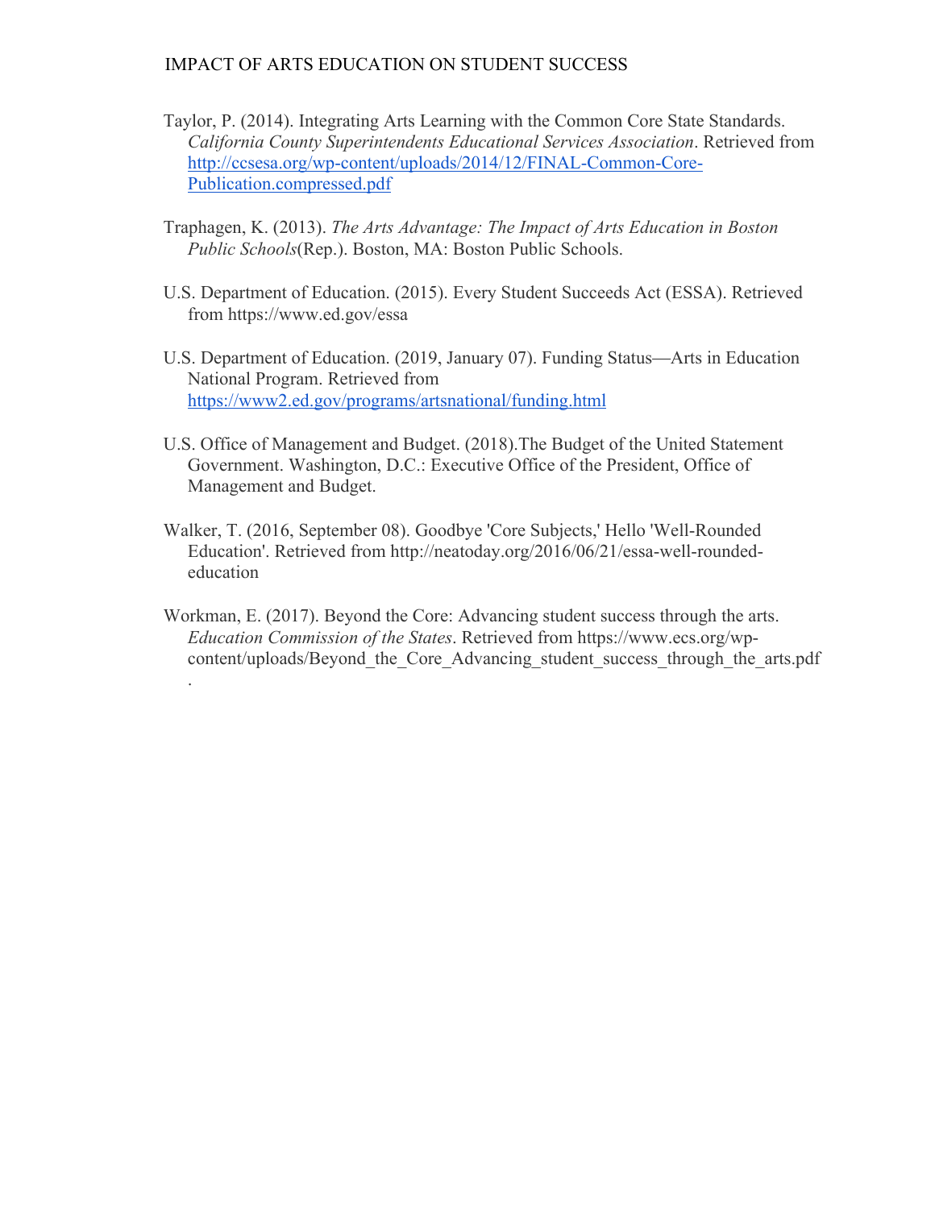Taylor, P. (2014). Integrating Arts Learning with the Common Core State Standards. *California County Superintendents Educational Services Association*. Retrieved from http://ccsesa.org/wp-content/uploads/2014/12/FINAL-Common-Core-Publication.compressed.pdf

Traphagen, K. (2013). *The Arts Advantage: The Impact of Arts Education in Boston Public Schools*(Rep.). Boston, MA: Boston Public Schools.

U.S. Department of Education. (2015). Every Student Succeeds Act (ESSA). Retrieved from https://www.ed.gov/essa

U.S. Department of Education. (2019, January 07). Funding Status—Arts in Education National Program. Retrieved from https://www2.ed.gov/programs/artsnational/funding.html

U.S. Office of Management and Budget. (2018).The Budget of the United Statement Government. Washington, D.C.: Executive Office of the President, Office of Management and Budget.

Walker, T. (2016, September 08). Goodbye 'Core Subjects,' Hello 'Well-Rounded Education'. Retrieved from http://neatoday.org/2016/06/21/essa-well-rounded-education

Workman, E. (2017). Beyond the Core: Advancing student success through the arts. *Education Commission of the States*. Retrieved from https://www.ecs.org/wp-content/uploads/Beyond_the_Core_Advancing_student_success_through_the_arts.pdf .